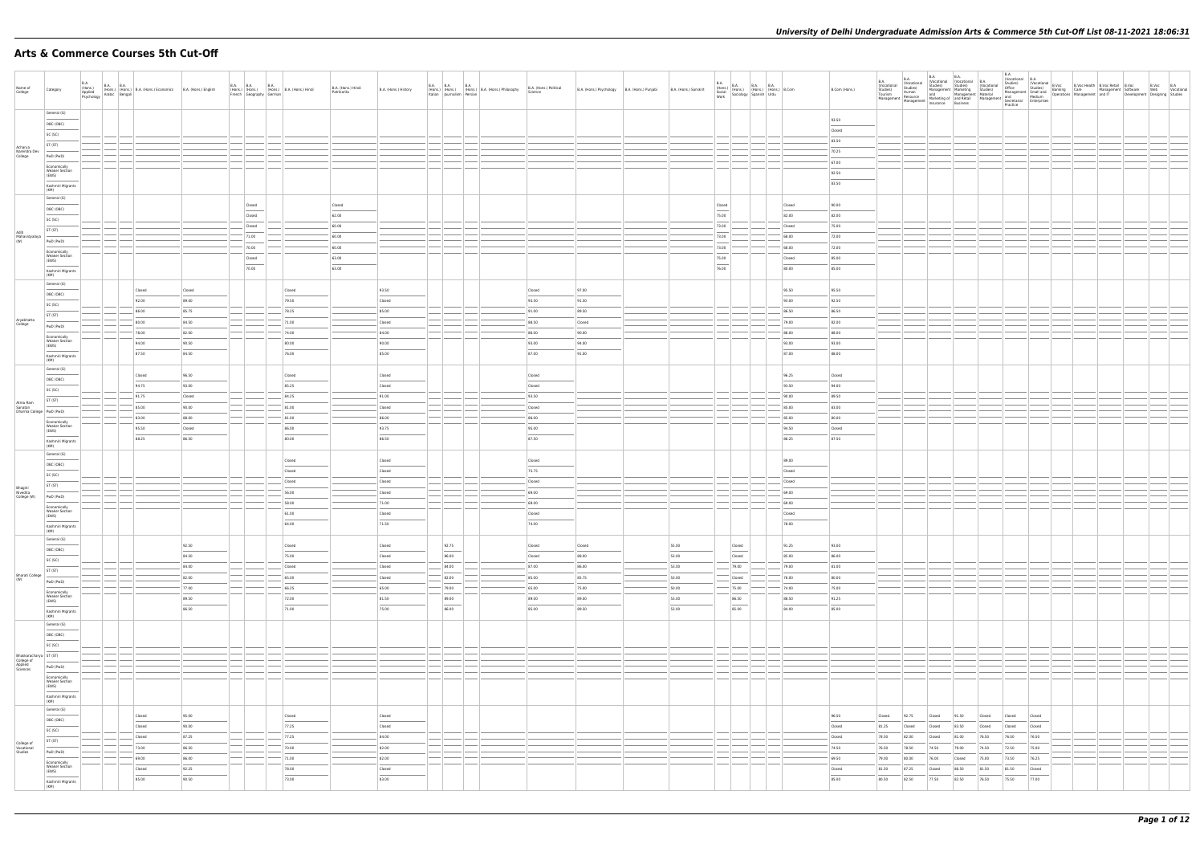# Arts & Commerce Courses 5th Cut-Off

| Name of College | Category | B.A. (Hons.) Applied Psychology | B.A. (Hons.) Arabic | B.A. (Hons.) Bengali | B.A. (Hons.) Economics | B.A. (Hons.) English | B.A. (Hons.) French | B.A. (Hons.) Geography | B.A. (Hons.) German | B.A. (Hons.) Hindi | B.A. (Hons.) Hindi Patrikarita | B.A. (Hons.) History | B.A. (Hons.) Italian | B.A. (Hons.) Journalism | B.A. (Hons.) Persian | B.A. (Hons.) Philosophy | B.A. (Hons.) Political Science | B.A. (Hons.) Psychology | B.A. (Hons.) Punjabi | B.A. (Hons.) Sanskrit | B.A. (Hons.) Social Work | B.A. (Hons.) Sociology | B.A. (Hons.) Spanish | B.A. (Hons.) Urdu | B.Com | B.Com (Hons.) | B.A. (Vocational Studies) Tourism Management | B.A. (Vocational Studies) Human Resource Management | B.A. (Vocational Studies) Management and Marketing of Insurance | B.A. (Vocational Studies) Marketing Management and Retail Business | B.A. (Vocational Studies) Material Management | B.A. (Vocational Studies) Office Management and Secretarial Practice | B.A. (Vocational Studies) Small and Medium Enterprises | B.Voc Banking Operations | B.Voc Health Care Management | B.Voc Retail Management and IT | B.Voc Software Development | B.Voc Web Designing | B.A Vocational Studies |
|---|---|---|---|---|---|---|---|---|---|---|---|---|---|---|---|---|---|---|---|---|---|---|---|---|---|---|---|---|---|---|---|---|---|---|---|---|---|---|---|
| Acharya Narendra Dev College | General (G) | | | | | | | | | | | | | | | | | | | | | | | | | 93.50 | | | | | | | | | | | | | |
| | OBC (OBC) | | | | | | | | | | | | | | | | | | | | | | | | | Closed | | | | | | | | | | | | | |
| | SC (SC) | | | | | | | | | | | | | | | | | | | | | | | | | 83.50 | | | | | | | | | | | | | |
| | ST (ST) | | | | | | | | | | | | | | | | | | | | | | | | | 70.25 | | | | | | | | | | | | | |
| | PwD (PwD) | | | | | | | | | | | | | | | | | | | | | | | | | 67.00 | | | | | | | | | | | | | |
| | Economically Weaker Section (EWS) | | | | | | | | | | | | | | | | | | | | | | | | | 92.50 | | | | | | | | | | | | | |
| | Kashmiri Migrants (KM) | | | | | | | | | | | | | | | | | | | | | | | | | 83.50 | | | | | | | | | | | | | |
| Aditi Mahavidyalaya (W) | General (G) | | | | | | | Closed | | | Closed | | | | | | | | | | Closed | | | | Closed | 90.00 | | | | | | | | | | | | | |
| | OBC (OBC) | | | | | | | Closed | | | 62.00 | | | | | | | | | | 75.00 | | | | 82.00 | 82.00 | | | | | | | | | | | | | |
| | SC (SC) | | | | | | | Closed | | | 60.00 | | | | | | | | | | 73.00 | | | | Closed | 75.00 | | | | | | | | | | | | | |
| | ST (ST) | | | | | | | 71.00 | | | 60.00 | | | | | | | | | | 73.00 | | | | 68.00 | 72.00 | | | | | | | | | | | | | |
| | PwD (PwD) | | | | | | | 70.00 | | | 60.00 | | | | | | | | | | 73.00 | | | | 68.00 | 72.00 | | | | | | | | | | | | | |
| | Economically Weaker Section (EWS) | | | | | | | Closed | | | 63.00 | | | | | | | | | | 75.00 | | | | Closed | 85.00 | | | | | | | | | | | | | |
| | Kashmiri Migrants (KM) | | | | | | | 70.00 | | | 63.00 | | | | | | | | | | 76.00 | | | | 80.00 | 85.00 | | | | | | | | | | | | | |
| Aryabhatta College | General (G) | | | | Closed | Closed | | | | Closed | | 93.50 | | | | | Closed | 97.00 | | | | | | | 95.50 | 95.50 | | | | | | | | | | | | | |
| | OBC (OBC) | | | | 92.00 | 89.00 | | | | 79.50 | | Closed | | | | | 93.50 | 91.50 | | | | | | | 93.00 | 92.50 | | | | | | | | | | | | | |
| | SC (SC) | | | | 86.00 | 85.75 | | | | 78.25 | | 85.00 | | | | | 91.00 | 89.50 | | | | | | | 86.50 | 86.50 | | | | | | | | | | | | | |
| | ST (ST) | | | | 80.00 | 84.50 | | | | 71.00 | | Closed | | | | | 88.50 | Closed | | | | | | | 79.00 | 82.00 | | | | | | | | | | | | | |
| | PwD (PwD) | | | | 78.00 | 82.00 | | | | 74.00 | | 84.00 | | | | | 86.00 | 90.00 | | | | | | | 86.00 | 88.00 | | | | | | | | | | | | | |
| | Economically Weaker Section (EWS) | | | | 94.00 | 90.50 | | | | 80.00 | | 90.00 | | | | | 93.00 | 94.00 | | | | | | | 92.00 | 93.00 | | | | | | | | | | | | | |
| | Kashmiri Migrants (KM) | | | | 87.50 | 84.50 | | | | 76.00 | | 85.00 | | | | | 87.00 | 91.00 | | | | | | | 87.00 | 88.00 | | | | | | | | | | | | | |
| Atma Ram Sanatan Dharma College | General (G) | | | | Closed | 96.50 | | | | Closed | | Closed | | | | | Closed | | | | | | | | 96.25 | Closed | | | | | | | | | | | | | |
| | OBC (OBC) | | | | 94.75 | 93.00 | | | | 85.25 | | Closed | | | | | Closed | | | | | | | | 93.50 | 94.00 | | | | | | | | | | | | | |
| | SC (SC) | | | | 91.75 | Closed | | | | 84.25 | | 91.00 | | | | | 93.50 | | | | | | | | 90.00 | 89.50 | | | | | | | | | | | | | |
| | ST (ST) | | | | 85.00 | 90.00 | | | | 81.00 | | Closed | | | | | Closed | | | | | | | | 85.00 | 83.00 | | | | | | | | | | | | | |
| | PwD (PwD) | | | | 83.00 | 88.00 | | | | 81.00 | | 86.00 | | | | | 86.00 | | | | | | | | 85.00 | 80.00 | | | | | | | | | | | | | |
| | Economically Weaker Section (EWS) | | | | 95.50 | Closed | | | | 86.00 | | 93.75 | | | | | 95.00 | | | | | | | | 94.50 | Closed | | | | | | | | | | | | | |
| | Kashmiri Migrants (KM) | | | | 88.25 | 86.50 | | | | 80.00 | | 86.50 | | | | | 87.50 | | | | | | | | 86.25 | 87.50 | | | | | | | | | | | | | |
| Bhagini Nivedita College (W) | General (G) | | | | | | | | | Closed | | Closed | | | | | Closed | | | | | | | | 88.00 | | | | | | | | | | | | | | |
| | OBC (OBC) | | | | | | | | | Closed | | Closed | | | | | 75.75 | | | | | | | | Closed | | | | | | | | | | | | | | |
| | SC (SC) | | | | | | | | | Closed | | Closed | | | | | Closed | | | | | | | | Closed | | | | | | | | | | | | | | |
| | ST (ST) | | | | | | | | | 56.00 | | Closed | | | | | 69.00 | | | | | | | | 69.00 | | | | | | | | | | | | | | |
| | PwD (PwD) | | | | | | | | | 58.00 | | 71.00 | | | | | 69.00 | | | | | | | | 69.00 | | | | | | | | | | | | | | |
| | Economically Weaker Section (EWS) | | | | | | | | | 61.00 | | Closed | | | | | Closed | | | | | | | | Closed | | | | | | | | | | | | | | |
| | Kashmiri Migrants (KM) | | | | | | | | | 64.00 | | 71.50 | | | | | 74.00 | | | | | | | | 78.00 | | | | | | | | | | | | | | |
| Bharati College (W) | General (G) | | | | | 92.50 | | | | Closed | | Closed | | 92.75 | | | Closed | Closed | | 55.00 | | Closed | | | 91.25 | 93.00 | | | | | | | | | | | | | |
| | OBC (OBC) | | | | | 84.50 | | | | 75.00 | | Closed | | 86.00 | | | Closed | 88.00 | | 53.00 | | Closed | | | 85.00 | 86.00 | | | | | | | | | | | | | |
| | SC (SC) | | | | | 84.00 | | | | Closed | | Closed | | 84.00 | | | 87.00 | 86.00 | | 53.00 | | 79.00 | | | 79.00 | 81.00 | | | | | | | | | | | | | |
| | ST (ST) | | | | | 82.00 | | | | 65.00 | | Closed | | 82.00 | | | 85.00 | 85.75 | | 53.00 | | Closed | | | 76.00 | 80.00 | | | | | | | | | | | | | |
| | PwD (PwD) | | | | | 77.00 | | | | 66.25 | | 65.00 | | 79.00 | | | 65.00 | 75.00 | | 50.00 | | 75.00 | | | 74.00 | 75.00 | | | | | | | | | | | | | |
| | Economically Weaker Section (EWS) | | | | | 89.50 | | | | 72.00 | | 81.50 | | 89.00 | | | 89.00 | 89.00 | | 53.00 | | 86.50 | | | 88.50 | 91.25 | | | | | | | | | | | | | |
| | Kashmiri Migrants (KM) | | | | | 86.50 | | | | 71.00 | | 75.00 | | 86.00 | | | 85.00 | 89.50 | | 53.00 | | 85.00 | | | 84.00 | 85.00 | | | | | | | | | | | | | |
| Bhaskaracharya College of Applied Sciences | General (G) | | | | | | | | | | | | | | | | | | | | | | | | | | | | | | | | | | | | | | |
| | OBC (OBC) | | | | | | | | | | | | | | | | | | | | | | | | | | | | | | | | | | | | | | |
| | SC (SC) | | | | | | | | | | | | | | | | | | | | | | | | | | | | | | | | | | | | | | |
| | ST (ST) | | | | | | | | | | | | | | | | | | | | | | | | | | | | | | | | | | | | | | |
| | PwD (PwD) | | | | | | | | | | | | | | | | | | | | | | | | | | | | | | | | | | | | | | |
| | Economically Weaker Section (EWS) | | | | | | | | | | | | | | | | | | | | | | | | | | | | | | | | | | | | | | |
| | Kashmiri Migrants (KM) | | | | | | | | | | | | | | | | | | | | | | | | | | | | | | | | | | | | | | |
| College of Vocational Studies | General (G) | | | | Closed | 95.00 | | | | Closed | | Closed | | | | | | | | | | | | | | 96.50 | Closed | 92.75 | Closed | 91.50 | Closed | Closed | Closed | | | | | | |
| | OBC (OBC) | | | | Closed | 90.00 | | | | 77.25 | | Closed | | | | | | | | | | | | | | Closed | 81.25 | Closed | Closed | 83.50 | Closed | Closed | Closed | | | | | | |
| | SC (SC) | | | | Closed | 87.25 | | | | 77.25 | | 84.00 | | | | | | | | | | | | | | Closed | 78.50 | 82.00 | Closed | 85.00 | 76.50 | 79.00 | 76.50 | | | | | | |
| | ST (ST) | | | | 73.00 | 86.50 | | | | 70.00 | | 82.00 | | | | | | | | | | | | | | 74.50 | 76.50 | 78.50 | 74.50 | 79.00 | 74.50 | 72.50 | 75.00 | | | | | | |
| | PwD (PwD) | | | | 69.00 | 86.00 | | | | 71.00 | | 82.00 | | | | | | | | | | | | | | 69.50 | 79.00 | 80.00 | 76.00 | Closed | 75.00 | 73.50 | 78.25 | | | | | | |
| | Economically Weaker Section (EWS) | | | | Closed | 92.25 | | | | 78.00 | | Closed | | | | | | | | | | | | | | Closed | 81.50 | 87.25 | Closed | 86.50 | 81.50 | 81.50 | Closed | | | | | | |
| | Kashmiri Migrants (KM) | | | | 85.00 | 90.50 | | | | 73.00 | | 83.00 | | | | | | | | | | | | | | 85.00 | 80.50 | 82.50 | 77.50 | 82.50 | 76.50 | 75.50 | 77.00 | | | | | | |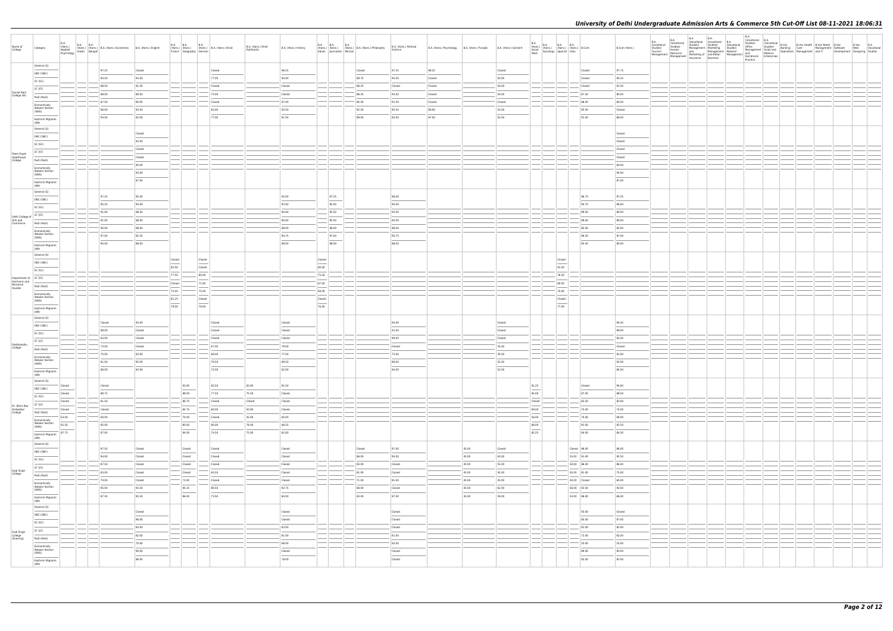| Name of College | Category | B.A. (Hons.) Applied Psychology | B.A. (Hons.) Arabic | B.A. (Hons.) Bengali | B.A. (Hons.) Economics | B.A. (Hons.) English | B.A. (Hons.) French | B.A. (Hons.) Geography | B.A. (Hons.) German | B.A. (Hons.) Hindi | B.A. (Hons.) Hindi Patrikarita | B.A. (Hons.) History | B.A. (Hons.) Italian | B.A. (Hons.) Journalism | B.A. (Hons.) Persian | B.A. (Hons.) Philosophy | B.A. (Hons.) Political Science | B.A. (Hons.) Psychology | B.A. (Hons.) Punjabi | B.A. (Hons.) Sanskrit | B.A. (Hons.) Social Work | B.A. (Hons.) Sociology | B.A. (Hons.) Spanish | B.A. (Hons.) Urdu | B.Com | B.Com (Hons.) | B.A. (Vocational Studies) Tourism Management | B.A. (Vocational Studies) Human Resource Management | B.A. (Vocational Studies) Management and Marketing of Insurance | B.A. (Vocational Studies) Marketing Management and Retail Business | B.A. (Vocational Studies) Material Management | B.A. (Vocational Studies) Office Management and Secretarial Practice | B.A. (Vocational Studies) Small and Medium Enterprises | B.Voc Banking Operations | B.Voc Health Care Management | B.Voc Retail Management and IT | B.Voc Software Development | B.Voc Web Designing | B.A Vocational Studies |
|---|---|---|---|---|---|---|---|---|---|---|---|---|---|---|---|---|---|---|---|---|---|---|---|---|---|---|---|---|---|---|---|---|---|---|---|---|---|---|---|
| Daulat Ram College (W) | General (G) | | | | 97.25 | Closed | | | | Closed | | 96.25 | | | | Closed | 97.25 | 98.25 | | Closed | | | | | Closed | 97.75 | | | | | | | | | | | | | |
| | OBC (OBC) | | | | 94.50 | 93.00 | | | | 77.00 | | 94.00 | | | | 89.75 | 95.50 | Closed | | 50.00 | | | | | Closed | 95.25 | | | | | | | | | | | | | |
| | SC (SC) | | | | 88.00 | 91.00 | | | | Closed | | Closed | | | | 86.25 | Closed | Closed | | 50.00 | | | | | Closed | 93.50 | | | | | | | | | | | | | |
| | ST (ST) | | | | 88.00 | 89.50 | | | | 74.00 | | Closed | | | | 86.25 | 93.50 | Closed | | 50.00 | | | | | 87.50 | 80.00 | | | | | | | | | | | | | |
| | PwD (PwD) | | | | 87.00 | 90.00 | | | | Closed | | 87.00 | | | | 85.00 | 91.00 | Closed | | Closed | | | | | 88.00 | 84.00 | | | | | | | | | | | | | |
| | Economically Weaker Section (EWS) | | | | 96.00 | 93.50 | | | | 83.00 | | 93.50 | | | | 92.50 | 95.50 | 98.00 | | 55.00 | | | | | 95.00 | Closed | | | | | | | | | | | | | |
| | Kashmiri Migrants (KM) | | | | 94.00 | 92.00 | | | | 77.00 | | 91.00 | | | | 89.00 | 93.00 | 97.00 | | 55.00 | | | | | 91.00 | 86.00 | | | | | | | | | | | | | |
| Deen Dayal Upadhyaya College | General (G) | | | | | Closed | | | | | | | | | | | | | | | | | | | | Closed | | | | | | | | | | | | | |
| | OBC (OBC) | | | | | 93.00 | | | | | | | | | | | | | | | | | | | | Closed | | | | | | | | | | | | | |
| | SC (SC) | | | | | Closed | | | | | | | | | | | | | | | | | | | | Closed | | | | | | | | | | | | | |
| | ST (ST) | | | | | Closed | | | | | | | | | | | | | | | | | | | | Closed | | | | | | | | | | | | | |
| | PwD (PwD) | | | | | 80.00 | | | | | | | | | | | | | | | | | | | | 60.00 | | | | | | | | | | | | | |
| | Economically Weaker Section (EWS) | | | | | 93.00 | | | | | | | | | | | | | | | | | | | | 94.00 | | | | | | | | | | | | | |
| | Kashmiri Migrants (KM) | | | | | 87.00 | | | | | | | | | | | | | | | | | | | | 87.00 | | | | | | | | | | | | | |
| Delhi College of Arts and Commerce | General (G) | | | | 97.25 | 95.50 | | | | | | 95.00 | | 97.25 | | | 96.00 | | | | | | | | 96.75 | 97.25 | | | | | | | | | | | | | |
| | OBC (OBC) | | | | 95.25 | 94.00 | | | | | | 93.50 | | 95.00 | | | 95.00 | | | | | | | | 94.75 | 96.00 | | | | | | | | | | | | | |
| | SC (SC) | | | | 91.00 | 88.50 | | | | | | 90.00 | | 92.50 | | | 92.00 | | | | | | | | 89.00 | 89.00 | | | | | | | | | | | | | |
| | ST (ST) | | | | 91.00 | 88.00 | | | | | | 90.00 | | 92.50 | | | 92.00 | | | | | | | | 89.00 | 89.00 | | | | | | | | | | | | | |
| | PwD (PwD) | | | | 90.00 | 88.00 | | | | | | 88.00 | | 86.00 | | | 88.00 | | | | | | | | 85.00 | 85.00 | | | | | | | | | | | | | |
| | Economically Weaker Section (EWS) | | | | 97.00 | 95.25 | | | | | | 94.75 | | 97.00 | | | 95.75 | | | | | | | | 96.50 | 97.00 | | | | | | | | | | | | | |
| | Kashmiri Migrants (KM) | | | | 90.00 | 88.00 | | | | | | 88.00 | | 88.00 | | | 88.00 | | | | | | | | 85.00 | 85.00 | | | | | | | | | | | | | |
| Department of Germanic and Romance Studies | General (G) | | | | | | Closed | | Closed | | | | Closed | | | | | | | | | | Closed | | | | | | | | | | | | | | | | |
| | OBC (OBC) | | | | | | 82.00 | | Closed | | | | 80.00 | | | | | | | | | | 81.50 | | | | | | | | | | | | | | | | |
| | SC (SC) | | | | | | 77.50 | | 80.00 | | | | 75.50 | | | | | | | | | | 76.50 | | | | | | | | | | | | | | | | |
| | ST (ST) | | | | | | Closed | | 71.00 | | | | 67.00 | | | | | | | | | | 68.00 | | | | | | | | | | | | | | | | |
| | PwD (PwD) | | | | | | 72.00 | | 75.00 | | | | 69.00 | | | | | | | | | | 70.00 | | | | | | | | | | | | | | | | |
| | Economically Weaker Section (EWS) | | | | | | 81.25 | | Closed | | | | Closed | | | | | | | | | | Closed | | | | | | | | | | | | | | | | |
| | Kashmiri Migrants (KM) | | | | | | 79.00 | | 79.00 | | | | 76.00 | | | | | | | | | | 77.00 | | | | | | | | | | | | | | | | |
| Deshbandhu College | General (G) | | | | Closed | 93.00 | | | | Closed | | Closed | | | | | 94.00 | | | Closed | | | | | | 94.50 | | | | | | | | | | | | | |
| | OBC (OBC) | | | | 89.00 | Closed | | | | Closed | | Closed | | | | | 91.00 | | | Closed | | | | | | 89.00 | | | | | | | | | | | | | |
| | SC (SC) | | | | 83.00 | Closed | | | | Closed | | Closed | | | | | 89.00 | | | Closed | | | | | | 85.00 | | | | | | | | | | | | | |
| | ST (ST) | | | | 73.00 | Closed | | | | 67.00 | | 79.00 | | | | | Closed | | | 45.00 | | | | | | Closed | | | | | | | | | | | | | |
| | PwD (PwD) | | | | 75.00 | 83.00 | | | | 60.00 | | 77.00 | | | | | 75.00 | | | 45.00 | | | | | | 83.00 | | | | | | | | | | | | | |
| | Economically Weaker Section (EWS) | | | | 91.00 | 92.00 | | | | 79.50 | | 89.50 | | | | | 88.00 | | | 52.00 | | | | | | 92.00 | | | | | | | | | | | | | |
| | Kashmiri Migrants (KM) | | | | 86.00 | 83.00 | | | | 72.00 | | 82.00 | | | | | 84.00 | | | 52.00 | | | | | | 84.50 | | | | | | | | | | | | | |
| Dr. Bhim Rao Ambedkar College | General (G) | Closed | | | Closed | | | 93.00 | | 82.50 | 83.00 | 91.50 | | | | | | | | | 91.25 | | | | Closed | 94.00 | | | | | | | | | | | | | |
| | OBC (OBC) | Closed | | | 89.75 | | | 89.00 | | 77.50 | 75.50 | Closed | | | | | | | | | 85.00 | | | | 87.00 | 88.50 | | | | | | | | | | | | | |
| | SC (SC) | Closed | | | 81.50 | | | 86.75 | | Closed | Closed | Closed | | | | | | | | | Closed | | | | 82.50 | 83.00 | | | | | | | | | | | | | |
| | ST (ST) | Closed | | | Closed | | | 84.75 | | 60.00 | 50.00 | Closed | | | | | | | | | 69.00 | | | | 75.00 | 74.00 | | | | | | | | | | | | | |
| | PwD (PwD) | 63.00 | | | 60.00 | | | 70.00 | | Closed | 45.00 | 60.00 | | | | | | | | | 56.00 | | | | 70.00 | 68.00 | | | | | | | | | | | | | |
| | Economically Weaker Section (EWS) | 91.50 | | | 92.00 | | | 90.00 | | 80.00 | 78.00 | 88.25 | | | | | | | | | 88.00 | | | | 91.00 | 92.50 | | | | | | | | | | | | | |
| | Kashmiri Migrants (KM) | 87.75 | | | 87.00 | | | 84.00 | | 74.50 | 75.00 | 82.00 | | | | | | | | | 82.25 | | | | 84.00 | 84.50 | | | | | | | | | | | | | |
| Dyal Singh College | General (G) | | | | 97.50 | Closed | | Closed | | Closed | | Closed | | | | Closed | 97.00 | | 45.00 | Closed | | | | Closed | 96.00 | 96.00 | | | | | | | | | | | | | |
| | OBC (OBC) | | | | 94.00 | Closed | | Closed | | Closed | | Closed | | | | 86.00 | 95.00 | | 45.00 | 63.00 | | | | 55.00 | 91.00 | 92.50 | | | | | | | | | | | | | |
| | SC (SC) | | | | 87.50 | Closed | | Closed | | Closed | | Closed | | | | 83.00 | Closed | | 45.00 | 55.00 | | | | 50.00 | 86.00 | 86.00 | | | | | | | | | | | | | |
| | ST (ST) | | | | 83.00 | Closed | | Closed | | 65.50 | | Closed | | | | 81.00 | Closed | | 45.00 | 45.00 | | | | 45.00 | 81.00 | 75.00 | | | | | | | | | | | | | |
| | PwD (PwD) | | | | 70.00 | Closed | | 73.00 | | Closed | | Closed | | | | 71.00 | 81.00 | | 45.00 | 45.00 | | | | 45.00 | Closed | 65.00 | | | | | | | | | | | | | |
| | Economically Weaker Section (EWS) | | | | 95.00 | 93.50 | | 94.25 | | 80.50 | | 92.75 | | | | 88.00 | Closed | | 45.00 | 62.00 | | | | 56.00 | 92.50 | 93.00 | | | | | | | | | | | | | |
| | Kashmiri Migrants (KM) | | | | 87.50 | 85.50 | | 86.00 | | 73.50 | | 84.00 | | | | 83.00 | 87.00 | | 45.00 | 59.00 | | | | 54.00 | 86.00 | 86.00 | | | | | | | | | | | | | |
| Dyal Singh College (Evening) | General (G) | | | | | Closed | | | | | | Closed | | | | | Closed | | | | | | | | 93.00 | Closed | | | | | | | | | | | | | |
| | OBC (OBC) | | | | | 86.00 | | | | | | Closed | | | | | Closed | | | | | | | | 85.00 | 87.00 | | | | | | | | | | | | | |
| | SC (SC) | | | | | 83.00 | | | | | | 83.00 | | | | | Closed | | | | | | | | 81.00 | 82.00 | | | | | | | | | | | | | |
| | ST (ST) | | | | | 82.00 | | | | | | 81.00 | | | | | 83.00 | | | | | | | | 72.00 | 65.00 | | | | | | | | | | | | | |
| | PwD (PwD) | | | | | 73.00 | | | | | | 68.00 | | | | | 62.00 | | | | | | | | 55.00 | 55.00 | | | | | | | | | | | | | |
| | Economically Weaker Section (EWS) | | | | | 90.00 | | | | | | Closed | | | | | Closed | | | | | | | | 89.00 | 90.00 | | | | | | | | | | | | | |
| | Kashmiri Migrants (KM) | | | | | 86.00 | | | | | | 78.00 | | | | | Closed | | | | | | | | 82.00 | 82.00 | | | | | | | | | | | | | |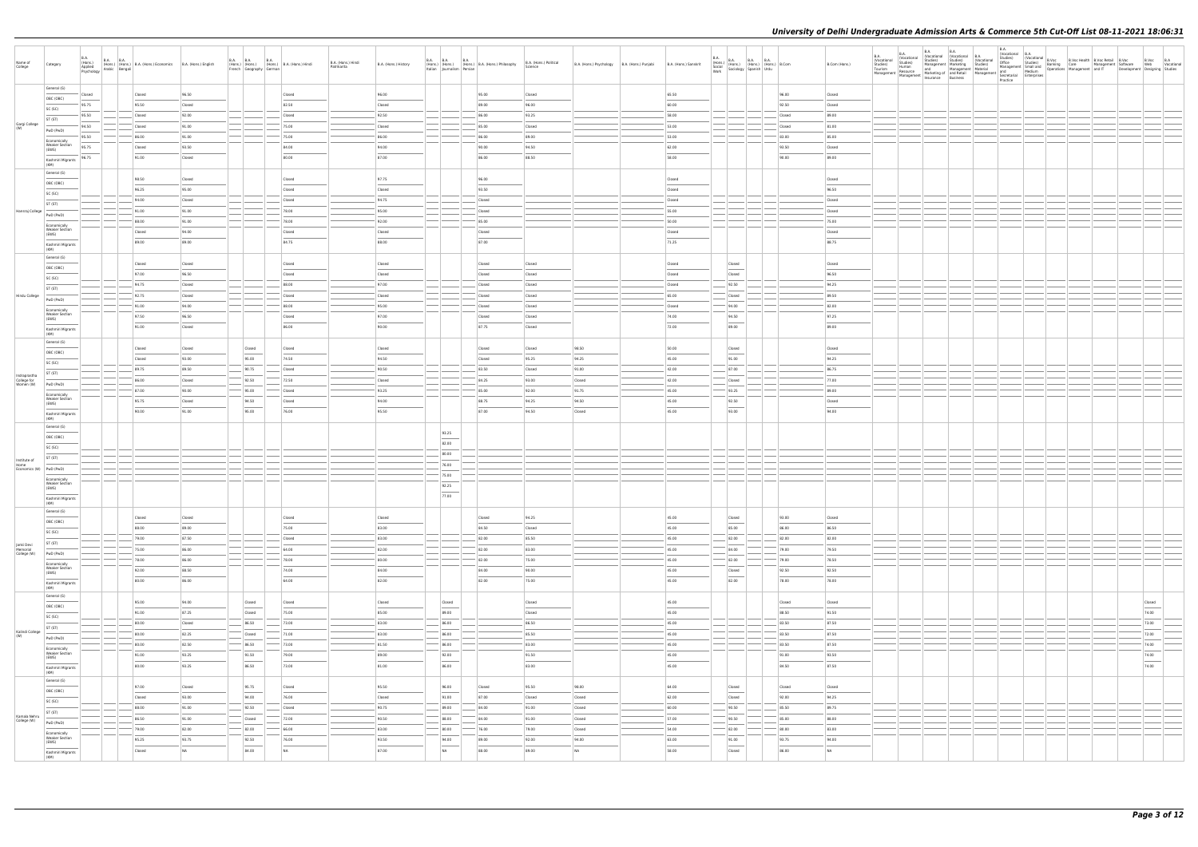# University of Delhi Undergraduate Admission Arts & Commerce 5th Cut-Off List 08-11-2021 18:06:31

| Name of College | Category | B.A. (Hons.) Applied Psychology | B.A. (Hons.) Arabic | B.A. (Hons.) Bengali | B.A. (Hons.) Economics | B.A. (Hons.) English | B.A. (Hons.) French | B.A. (Hons.) Geography | B.A. (Hons.) German | B.A. (Hons.) Hindi | B.A. (Hons.) Hindi Patrikarita | B.A. (Hons.) History | B.A. (Hons.) Italian | B.A. (Hons.) Journalism | B.A. (Hons.) Persian | B.A. (Hons.) Philosophy | B.A. (Hons.) Political Science | B.A. (Hons.) Psychology | B.A. (Hons.) Punjabi | B.A. (Hons.) Sanskrit | B.A. (Hons.) Social Work | B.A. (Hons.) Sociology | B.A. (Hons.) Spanish | B.A. (Hons.) Urdu | B.Com | B.Com (Hons.) | B.A. (Vocational Studies) Tourism Management | B.A. (Vocational Studies) Human Resource Management | B.A. (Vocational Studies) Management and Marketing of Insurance | B.A. (Vocational Studies) Marketing Management and Retail Business | B.A. (Vocational Studies) Material Management | B.A. (Vocational Studies) Office Management and Secretarial Practice | B.A. (Vocational Studies) Small and Medium Enterprises | B.Voc Banking Operations | B.Voc Health Care | B.Voc Retail Management and IT | B.Voc Software Development | B.Voc Web Designing | B.A Vocational Studies |
|---|---|---|---|---|---|---|---|---|---|---|---|---|---|---|---|---|---|---|---|---|---|---|---|---|---|---|---|---|---|---|---|---|---|---|---|---|---|---|---|
| Gargi College (W) | General (G) | Closed | | | Closed | 96.50 | | | | Closed | | 96.00 | | | | 95.00 | Closed | | | 65.50 | | | | | 96.00 | Closed | | | | | | | | | | | | | |
| | OBC (OBC) | 95.75 | | | 95.50 | Closed | | | | 82.50 | | Closed | | | | 89.00 | 96.00 | | | 60.00 | | | | | 92.50 | Closed | | | | | | | | | | | | | |
| | SC (SC) | 95.50 | | | Closed | 92.00 | | | | Closed | | 92.50 | | | | 86.00 | 93.25 | | | 58.00 | | | | | Closed | 89.00 | | | | | | | | | | | | | |
| | ST (ST) | 94.50 | | | Closed | 91.00 | | | | 75.00 | | Closed | | | | 85.00 | Closed | | | 53.00 | | | | | Closed | 81.00 | | | | | | | | | | | | | |
| | PwD (PwD) | 95.50 | | | 86.00 | 91.00 | | | | 75.00 | | 86.00 | | | | 86.00 | 89.00 | | | 53.00 | | | | | 83.00 | 85.00 | | | | | | | | | | | | | |
| | Economically Weaker Section (EWS) | 95.75 | | | Closed | 93.50 | | | | 84.00 | | 94.00 | | | | 90.00 | 94.50 | | | 62.00 | | | | | 93.50 | Closed | | | | | | | | | | | | | |
| | Kashmiri Migrants (KM) | 96.75 | | | 91.00 | Closed | | | | 80.00 | | 87.00 | | | | 86.00 | 88.50 | | | 58.00 | | | | | 90.00 | 89.00 | | | | | | | | | | | | | |
| Hansraj College | General (G) | | | | 98.50 | Closed | | | | Closed | | 97.75 | | | | 96.00 | | | | Closed | | | | | | Closed | | | | | | | | | | | | | |
| | OBC (OBC) | | | | 96.25 | 95.00 | | | | Closed | | Closed | | | | 93.50 | | | | Closed | | | | | | 96.50 | | | | | | | | | | | | | |
| | SC (SC) | | | | 94.00 | Closed | | | | Closed | | 94.75 | | | | Closed | | | | Closed | | | | | | Closed | | | | | | | | | | | | | |
| | ST (ST) | | | | 91.00 | 91.00 | | | | 78.00 | | 95.00 | | | | Closed | | | | 55.00 | | | | | | Closed | | | | | | | | | | | | | |
| | PwD (PwD) | | | | 88.00 | 91.00 | | | | 78.00 | | 92.00 | | | | 85.00 | | | | 50.00 | | | | | | 75.00 | | | | | | | | | | | | | |
| | Economically Weaker Section (EWS) | | | | Closed | 94.00 | | | | Closed | | Closed | | | | Closed | | | | Closed | | | | | | Closed | | | | | | | | | | | | | |
| | Kashmiri Migrants (KM) | | | | 89.00 | 89.00 | | | | 84.75 | | 88.00 | | | | 87.00 | | | | 71.25 | | | | | | 86.75 | | | | | | | | | | | | | |
| Hindu College | General (G) | | | | Closed | Closed | | | | Closed | | Closed | | | | Closed | Closed | | | Closed | | Closed | | | | Closed | | | | | | | | | | | | | |
| | OBC (OBC) | | | | 97.00 | 96.50 | | | | Closed | | Closed | | | | Closed | Closed | | | Closed | | Closed | | | | 96.50 | | | | | | | | | | | | | |
| | SC (SC) | | | | 94.75 | Closed | | | | 88.00 | | 97.00 | | | | Closed | Closed | | | Closed | | 92.50 | | | | 94.25 | | | | | | | | | | | | | |
| | ST (ST) | | | | 92.75 | Closed | | | | Closed | | Closed | | | | Closed | Closed | | | 65.00 | | Closed | | | | 89.50 | | | | | | | | | | | | | |
| | PwD (PwD) | | | | 91.00 | 94.00 | | | | 88.00 | | 95.00 | | | | Closed | Closed | | | Closed | | 94.00 | | | | 82.00 | | | | | | | | | | | | | |
| | Economically Weaker Section (EWS) | | | | 97.50 | 96.50 | | | | Closed | | 97.00 | | | | Closed | Closed | | | 74.00 | | 94.50 | | | | 97.25 | | | | | | | | | | | | | |
| | Kashmiri Migrants (KM) | | | | 91.00 | Closed | | | | 86.00 | | 90.00 | | | | 97.75 | Closed | | | 72.00 | | 89.00 | | | | 89.00 | | | | | | | | | | | | | |
| Indraprastha College for Women (W) | General (G) | | | | Closed | Closed | | Closed | | Closed | | Closed | | | | Closed | Closed | 98.50 | | 50.00 | | Closed | | | | Closed | | | | | | | | | | | | | |
| | OBC (OBC) | | | | Closed | 93.00 | | 95.00 | | 74.50 | | 94.50 | | | | Closed | 95.25 | 94.25 | | 45.00 | | 91.00 | | | | 94.25 | | | | | | | | | | | | | |
| | SC (SC) | | | | 89.75 | 89.50 | | 90.75 | | Closed | | 90.50 | | | | 93.50 | Closed | 91.00 | | 42.00 | | 87.00 | | | | 86.75 | | | | | | | | | | | | | |
| | ST (ST) | | | | 86.00 | 88.00 | | 92.50 | | 72.50 | | Closed | | | | 84.25 | 93.00 | Closed | | 42.00 | | Closed | | | | 77.00 | | | | | | | | | | | | | |
| | PwD (PwD) | | | | 87.00 | 90.00 | | 95.00 | | Closed | | 93.25 | | | | 85.00 | 92.00 | 91.75 | | 45.00 | | 93.25 | | | | 89.00 | | | | | | | | | | | | | |
| | Economically Weaker Section (EWS) | | | | 95.75 | Closed | | 94.50 | | Closed | | 94.00 | | | | 88.75 | 94.25 | 94.50 | | 45.00 | | 92.50 | | | | Closed | | | | | | | | | | | | | |
| | Kashmiri Migrants (KM) | | | | 90.00 | 91.00 | | 95.00 | | 76.00 | | 95.50 | | | | 87.00 | 94.50 | Closed | | 45.00 | | 93.00 | | | | 94.00 | | | | | | | | | | | | | |
| Institute of Home Economics (W) | General (G) | | | | | | | | | | | | | 93.25 | | | | | | | | | | | | | | | | | | | | | | | | | |
| | OBC (OBC) | | | | | | | | | | | | | 82.00 | | | | | | | | | | | | | | | | | | | | | | | | | |
| | SC (SC) | | | | | | | | | | | | | 80.00 | | | | | | | | | | | | | | | | | | | | | | | | | |
| | ST (ST) | | | | | | | | | | | | | 76.00 | | | | | | | | | | | | | | | | | | | | | | | | | |
| | PwD (PwD) | | | | | | | | | | | | | 75.00 | | | | | | | | | | | | | | | | | | | | | | | | | |
| | Economically Weaker Section (EWS) | | | | | | | | | | | | | 93.25 | | | | | | | | | | | | | | | | | | | | | | | | | |
| | Kashmiri Migrants (KM) | | | | | | | | | | | | | 77.00 | | | | | | | | | | | | | | | | | | | | | | | | | |
| Janki Devi Memorial College (W) | General (G) | | | | Closed | Closed | | | | Closed | | Closed | | | | Closed | 94.25 | | | 45.00 | | Closed | | | 93.00 | Closed | | | | | | | | | | | | | |
| | OBC (OBC) | | | | 88.00 | 89.00 | | | | 75.00 | | 83.00 | | | | 84.50 | Closed | | | 45.00 | | 85.00 | | | 86.00 | 86.50 | | | | | | | | | | | | | |
| | SC (SC) | | | | 79.00 | 87.50 | | | | Closed | | 83.00 | | | | 82.00 | 85.50 | | | 45.00 | | 82.00 | | | 82.00 | 82.00 | | | | | | | | | | | | | |
| | ST (ST) | | | | 75.00 | 86.00 | | | | 64.00 | | 82.00 | | | | 82.00 | 83.00 | | | 45.00 | | 84.00 | | | 79.00 | 79.50 | | | | | | | | | | | | | |
| | PwD (PwD) | | | | 78.00 | 86.00 | | | | 78.00 | | 83.00 | | | | 82.00 | 75.00 | | | 45.00 | | 82.00 | | | 79.00 | 78.50 | | | | | | | | | | | | | |
| | Economically Weaker Section (EWS) | | | | 92.00 | 88.50 | | | | 74.00 | | 84.00 | | | | 84.00 | 90.00 | | | 45.00 | | Closed | | | 92.50 | 92.50 | | | | | | | | | | | | | |
| | Kashmiri Migrants (KM) | | | | 80.00 | 86.00 | | | | 64.00 | | 82.00 | | | | 82.00 | 75.00 | | | 45.00 | | 82.00 | | | 78.00 | 78.00 | | | | | | | | | | | | | |
| Kalindi College (W) | General (G) | | | | 95.00 | 94.00 | | Closed | | Closed | | Closed | | Closed | | | Closed | | | 45.00 | | | | | Closed | Closed | | | | | | | | | | | | Closed | |
| | OBC (OBC) | | | | 91.00 | 87.25 | | Closed | | 75.00 | | 85.00 | | 89.00 | | | Closed | | | 45.00 | | | | | 88.50 | 91.50 | | | | | | | | | | | | 74.00 | |
| | SC (SC) | | | | 80.00 | Closed | | 86.50 | | 73.00 | | 83.00 | | 86.00 | | | 86.50 | | | 45.00 | | | | | 83.50 | 87.50 | | | | | | | | | | | | 73.00 | |
| | ST (ST) | | | | 80.00 | 82.25 | | Closed | | 71.00 | | 83.00 | | 86.00 | | | 85.50 | | | 45.00 | | | | | 83.50 | 87.50 | | | | | | | | | | | | 72.00 | |
| | PwD (PwD) | | | | 80.00 | 82.50 | | 86.50 | | 73.00 | | 81.50 | | 86.00 | | | 83.00 | | | 45.00 | | | | | 83.50 | 87.50 | | | | | | | | | | | | 74.00 | |
| | Economically Weaker Section (EWS) | | | | 91.00 | 93.25 | | 91.50 | | 79.00 | | 89.00 | | 92.00 | | | 91.50 | | | 45.00 | | | | | 91.00 | 93.50 | | | | | | | | | | | | 74.00 | |
| | Kashmiri Migrants (KM) | | | | 80.00 | 93.25 | | 86.50 | | 73.00 | | 81.00 | | 86.00 | | | 83.00 | | | 45.00 | | | | | 84.50 | 87.50 | | | | | | | | | | | | 74.00 | |
| Kamala Nehru College (W) | General (G) | | | | 97.00 | Closed | | 95.75 | | Closed | | 95.50 | | 96.00 | | Closed | 95.50 | 98.00 | | 64.00 | | Closed | | | Closed | Closed | | | | | | | | | | | | | |
| | OBC (OBC) | | | | Closed | 93.00 | | 94.00 | | 76.00 | | Closed | | 91.00 | | 87.00 | Closed | Closed | | 62.00 | | Closed | | | 92.00 | 94.25 | | | | | | | | | | | | | |
| | SC (SC) | | | | 88.00 | 91.00 | | 92.50 | | Closed | | 90.75 | | 89.00 | | 84.00 | 91.00 | Closed | | 60.00 | | 90.50 | | | 85.50 | 89.75 | | | | | | | | | | | | | |
| | ST (ST) | | | | 86.50 | 91.00 | | Closed | | 72.00 | | 90.50 | | 88.00 | | 84.00 | 91.00 | Closed | | 57.00 | | 90.50 | | | 85.00 | 88.00 | | | | | | | | | | | | | |
| | PwD (PwD) | | | | 79.00 | 82.00 | | 82.00 | | 66.00 | | 83.00 | | 80.00 | | 76.00 | 79.00 | Closed | | 54.00 | | 82.00 | | | 80.00 | 83.00 | | | | | | | | | | | | | |
| | Economically Weaker Section (EWS) | | | | 95.25 | 93.75 | | 92.50 | | 76.00 | | 93.50 | | 94.00 | | 89.00 | 92.00 | 94.00 | | 61.00 | | 91.00 | | | 93.75 | 94.00 | | | | | | | | | | | | | |
| | Kashmiri Migrants (KM) | | | | Closed | NA | | 84.00 | | NA | | 87.00 | | NA | | 88.00 | 89.00 | NA | | 58.00 | | Closed | | | 86.00 | NA | | | | | | | | | | | | | |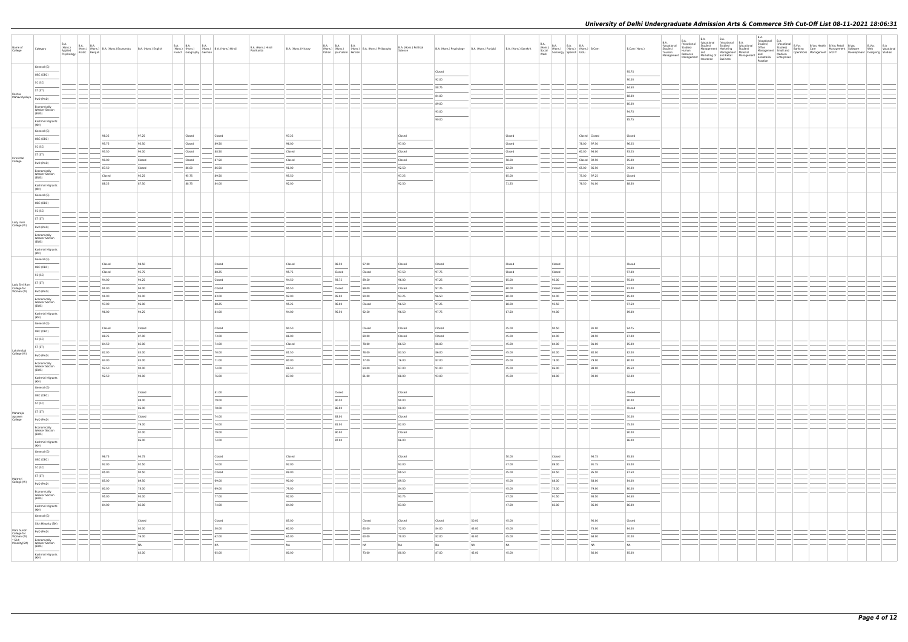# University of Delhi Undergraduate Admission Arts & Commerce 5th Cut-Off List 08-11-2021 18:06:31

| Name of College | Category | B.A. (Hons.) Applied Psychology | B.A. (Hons.) Arabic | B.A. (Hons.) Bengali | B.A. (Hons.) Economics | B.A. (Hons.) English | B.A. (Hons.) French | B.A. (Hons.) Geography | B.A. (Hons.) German | B.A. (Hons.) Hindi | B.A. (Hons.) Hindi Patrikarita | B.A. (Hons.) History | B.A. (Hons.) Italian | B.A. (Hons.) Journalism | B.A. (Hons.) Persian | B.A. (Hons.) Philosophy | B.A. (Hons.) Political Science | B.A. (Hons.) Psychology | B.A. (Hons.) Punjabi | B.A. (Hons.) Sanskrit | B.A. (Hons.) Social Work | B.A. (Hons.) Sociology | B.A. (Hons.) Spanish | B.A. (Hons.) Urdu | B.Com | B.Com (Hons.) | B.A. (Vocational Studies) Tourism Management | B.A. (Vocational Studies) Human Resource Management | B.A. (Vocational Studies) Management and Marketing of Insurance | B.A. (Vocational Studies) Marketing Management and Retail Business | B.A. (Vocational Studies) Material Management | B.A. (Vocational Studies) Office Management and Secretarial Practice | B.A. (Vocational Studies) Small and Medium Enterprises | B.Voc Banking Operations | B.Voc Health Care Management | B.Voc Retail Management and IT | B.Voc Software Development | B.Voc Web Designing | B.A Vocational Studies |
|---|---|---|---|---|---|---|---|---|---|---|---|---|---|---|---|---|---|---|---|---|---|---|---|---|---|---|---|---|---|---|---|---|---|---|---|---|---|---|---|
| Keshav Mahavidyalaya | General (G) | | | | | | | | | | | | | | | | Closed | | | | | | | | | 95.75 | | | | | | | | | | | | | |
| | OBC (OBC) | | | | | | | | | | | | | | | | 92.00 | | | | | | | | | 90.00 | | | | | | | | | | | | | |
| | SC (SC) | | | | | | | | | | | | | | | | 88.75 | | | | | | | | | 84.50 | | | | | | | | | | | | | |
| | ST (ST) | | | | | | | | | | | | | | | | 84.00 | | | | | | | | | 68.00 | | | | | | | | | | | | | |
| | PwD (PwD) | | | | | | | | | | | | | | | | 89.00 | | | | | | | | | 60.00 | | | | | | | | | | | | | |
| | Economically Weaker Section (EWS) | | | | | | | | | | | | | | | | 93.00 | | | | | | | | | 94.75 | | | | | | | | | | | | | |
| | Kashmiri Migrants (KM) | | | | | | | | | | | | | | | | 90.00 | | | | | | | | | 85.75 | | | | | | | | | | | | | |
| Kirori Mal College | General (G) | | | | 98.25 | 97.25 | | Closed | | Closed | | 97.25 | | | | | Closed | | | Closed | | | | Closed | Closed | Closed | | | | | | | | | | | | | |
| | OBC (OBC) | | | | 95.75 | 95.50 | | Closed | | 89.50 | | 96.00 | | | | | 97.00 | | | Closed | | | | 78.00 | 97.50 | 96.25 | | | | | | | | | | | | | |
| | SC (SC) | | | | 93.50 | 94.00 | | Closed | | 88.50 | | Closed | | | | | Closed | | | Closed | | | | 60.00 | 90.80 | 93.25 | | | | | | | | | | | | | |
| | ST (ST) | | | | 90.00 | Closed | | Closed | | 87.50 | | Closed | | | | | Closed | | | 58.00 | | | | Closed | 92.50 | 85.00 | | | | | | | | | | | | | |
| | PwD (PwD) | | | | 87.50 | Closed | | 86.00 | | 86.50 | | 91.00 | | | | | 92.50 | | | 62.00 | | | | 65.00 | 95.50 | 79.00 | | | | | | | | | | | | | |
| | Economically Weaker Section (EWS) | | | | Closed | 95.25 | | 95.75 | | 89.50 | | 95.50 | | | | | 97.25 | | | 65.00 | | | | 75.00 | 97.25 | Closed | | | | | | | | | | | | | |
| | Kashmiri Migrants (KM) | | | | 88.25 | 87.50 | | 88.75 | | 84.00 | | 92.00 | | | | | 92.50 | | | 71.25 | | | | 76.50 | 91.00 | 88.50 | | | | | | | | | | | | | |
| Lady Irwin College (W) | General (G) | | | | | | | | | | | | | | | | | | | | | | | | | | | | | | | | | | | | | | |
| | OBC (OBC) | | | | | | | | | | | | | | | | | | | | | | | | | | | | | | | | | | | | | | |
| | SC (SC) | | | | | | | | | | | | | | | | | | | | | | | | | | | | | | | | | | | | | | |
| | ST (ST) | | | | | | | | | | | | | | | | | | | | | | | | | | | | | | | | | | | | | | |
| | PwD (PwD) | | | | | | | | | | | | | | | | | | | | | | | | | | | | | | | | | | | | | | |
| | Economically Weaker Section (EWS) | | | | | | | | | | | | | | | | | | | | | | | | | | | | | | | | | | | | | | |
| | Kashmiri Migrants (KM) | | | | | | | | | | | | | | | | | | | | | | | | | | | | | | | | | | | | | | |
| Lady Shri Ram College for Women (W) | General (G) | | | | Closed | 98.50 | | | | Closed | | Closed | | 98.50 | | 97.00 | Closed | Closed | | Closed | | Closed | | | | Closed | | | | | | | | | | | | | |
| | OBC (OBC) | | | | Closed | 95.75 | | | | 88.25 | | 95.75 | | Closed | | Closed | 97.50 | 97.75 | | Closed | | Closed | | | | 97.00 | | | | | | | | | | | | | |
| | SC (SC) | | | | 94.00 | 94.25 | | | | Closed | | 94.50 | | 93.75 | | 89.50 | 96.00 | 97.25 | | 65.00 | | 93.00 | | | | 95.00 | | | | | | | | | | | | | |
| | ST (ST) | | | | 91.00 | 94.00 | | | | Closed | | 95.50 | | Closed | | 89.00 | Closed | 97.25 | | 60.00 | | Closed | | | | 91.00 | | | | | | | | | | | | | |
| | PwD (PwD) | | | | 91.00 | 93.00 | | | | 83.00 | | 92.00 | | 95.00 | | 90.00 | 93.25 | 96.50 | | 60.00 | | 94.00 | | | | 85.00 | | | | | | | | | | | | | |
| | Economically Weaker Section (EWS) | | | | 97.00 | 96.00 | | | | 88.25 | | 95.25 | | 96.00 | | Closed | 96.50 | 97.25 | | 88.00 | | 95.50 | | | | 97.50 | | | | | | | | | | | | | |
| | Kashmiri Migrants (KM) | | | | 96.00 | 94.25 | | | | 84.00 | | 94.00 | | 95.50 | | 92.50 | 96.50 | 97.75 | | 67.50 | | 94.00 | | | | 89.00 | | | | | | | | | | | | | |
| Lakshmibai College (W) | General (G) | | | | Closed | Closed | | | | Closed | | 90.50 | | | | Closed | Closed | Closed | | 45.00 | | 90.50 | | | 91.00 | 94.75 | | | | | | | | | | | | | |
| | OBC (OBC) | | | | 88.25 | 87.00 | | | | 73.00 | | 86.00 | | | | 80.00 | Closed | Closed | | 45.00 | | 84.00 | | | 84.50 | 87.00 | | | | | | | | | | | | | |
| | SC (SC) | | | | 84.50 | 85.00 | | | | 74.00 | | Closed | | | | 78.00 | 86.50 | 86.00 | | 45.00 | | 84.00 | | | 81.00 | 85.00 | | | | | | | | | | | | | |
| | ST (ST) | | | | 82.00 | 83.00 | | | | 70.00 | | 81.50 | | | | 78.00 | 83.50 | 86.00 | | 45.00 | | 80.00 | | | 80.00 | 82.00 | | | | | | | | | | | | | |
| | PwD (PwD) | | | | 84.00 | 83.00 | | | | 71.00 | | 83.00 | | | | 77.00 | 76.00 | 82.00 | | 45.00 | | 78.00 | | | 78.00 | 80.00 | | | | | | | | | | | | | |
| | Economically Weaker Section (EWS) | | | | 92.50 | 90.00 | | | | 74.00 | | 86.50 | | | | 84.00 | 87.00 | 91.00 | | 45.00 | | 86.00 | | | 88.00 | 89.50 | | | | | | | | | | | | | |
| | Kashmiri Migrants (KM) | | | | 92.50 | 90.00 | | | | 76.00 | | 87.00 | | | | 81.00 | 88.00 | 93.00 | | 45.00 | | 88.00 | | | 90.00 | 92.00 | | | | | | | | | | | | | |
| Maharaja Agrasen College | General (G) | | | | | Closed | | | | 81.00 | | | | Closed | | | Closed | | | | | | | | | Closed | | | | | | | | | | | | | |
| | OBC (OBC) | | | | | 88.00 | | | | 79.00 | | | | 90.50 | | | 90.00 | | | | | | | | | 90.00 | | | | | | | | | | | | | |
| | SC (SC) | | | | | 86.00 | | | | 78.00 | | | | 86.00 | | | 88.00 | | | | | | | | | Closed | | | | | | | | | | | | | |
| | ST (ST) | | | | | Closed | | | | 74.00 | | | | 83.00 | | | Closed | | | | | | | | | 70.00 | | | | | | | | | | | | | |
| | PwD (PwD) | | | | | 78.00 | | | | 74.00 | | | | 81.00 | | | 82.00 | | | | | | | | | 75.00 | | | | | | | | | | | | | |
| | Economically Weaker Section (EWS) | | | | | 92.00 | | | | 79.00 | | | | 90.00 | | | Closed | | | | | | | | | 90.00 | | | | | | | | | | | | | |
| | Kashmiri Migrants (KM) | | | | | 86.00 | | | | 74.00 | | | | 87.00 | | | 86.00 | | | | | | | | | 86.00 | | | | | | | | | | | | | |
| Maitreyi College (W) | General (G) | | | | 96.75 | 94.75 | | | | Closed | | Closed | | | | | Closed | | | 50.00 | | Closed | | | 94.75 | 95.50 | | | | | | | | | | | | | |
| | OBC (OBC) | | | | 92.00 | 92.50 | | | | 74.00 | | 92.00 | | | | | 93.00 | | | 47.00 | | 89.00 | | | 91.75 | 93.00 | | | | | | | | | | | | | |
| | SC (SC) | | | | 85.00 | 90.50 | | | | Closed | | 89.00 | | | | | 89.50 | | | 45.00 | | 84.50 | | | 85.50 | 87.50 | | | | | | | | | | | | | |
| | ST (ST) | | | | 85.00 | 89.50 | | | | 69.00 | | 90.00 | | | | | 89.50 | | | 45.00 | | 88.00 | | | 83.00 | 84.00 | | | | | | | | | | | | | |
| | PwD (PwD) | | | | 80.00 | 78.00 | | | | 69.00 | | 79.00 | | | | | 84.00 | | | 45.00 | | 75.00 | | | 78.00 | 80.00 | | | | | | | | | | | | | |
| | Economically Weaker Section (EWS) | | | | 95.00 | 93.00 | | | | 77.00 | | 92.00 | | | | | 93.75 | | | 47.00 | | 91.50 | | | 93.50 | 94.50 | | | | | | | | | | | | | |
| | Kashmiri Migrants (KM) | | | | 84.00 | 85.00 | | | | 74.00 | | 84.00 | | | | | 83.00 | | | 47.00 | | 82.00 | | | 85.00 | 86.00 | | | | | | | | | | | | | |
| Mata Sundri College for Women (W) * Sikh Minority(SM) | General (G) | | | | | Closed | | | | Closed | | 85.00 | | | | Closed | Closed | Closed | 50.00 | 45.00 | | | | | 90.00 | Closed | | | | | | | | | | | | | |
| | Sikh Minority (SM) | | | | | 80.00 | | | | 50.00 | | 60.00 | | | | 60.00 | 72.00 | 84.00 | 45.00 | 45.00 | | | | | 75.00 | 84.00 | | | | | | | | | | | | | |
| | PwD (PwD) | | | | | 76.00 | | | | 62.00 | | 65.00 | | | | 60.00 | 70.00 | 82.00 | 45.00 | 45.00 | | | | | 68.00 | 70.00 | | | | | | | | | | | | | |
| | Economically Weaker Section (EWS) | | | | | NA | | | | NA | | NA | | | | NA | NA | NA | NA | NA | | | | | NA | NA | | | | | | | | | | | | | |
| | Kashmiri Migrants (KM) | | | | | 83.00 | | | | 65.00 | | 80.00 | | | | 73.00 | 80.00 | 87.00 | 45.00 | 45.00 | | | | | 80.00 | 85.00 | | | | | | | | | | | | | |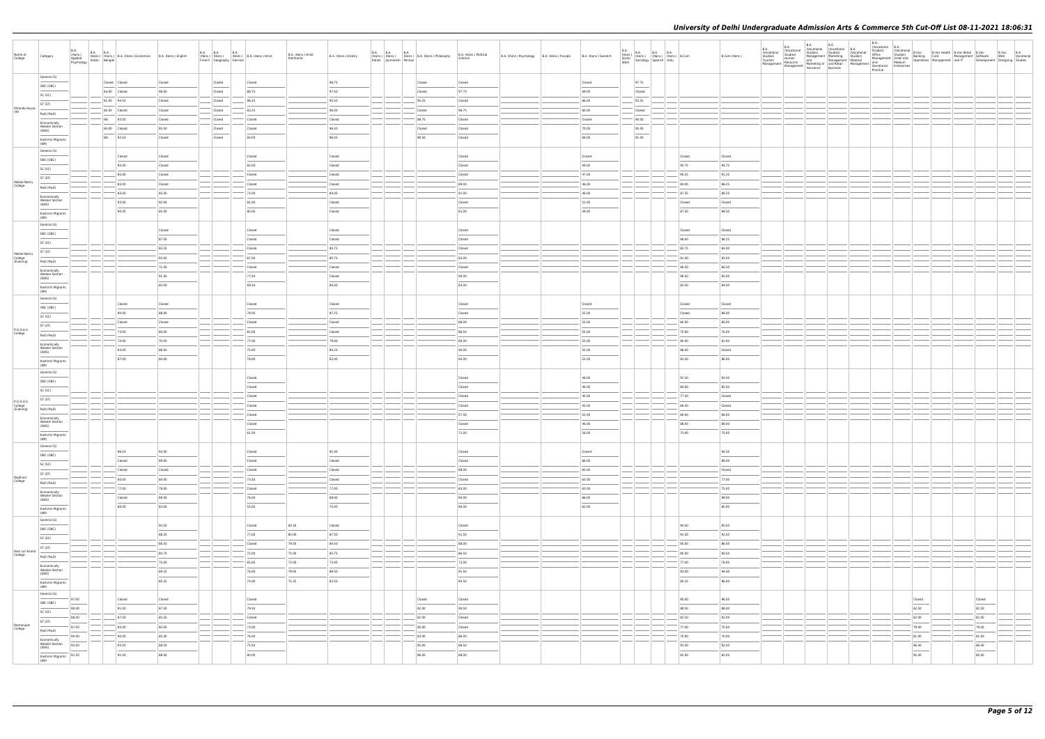# University of Delhi Undergraduate Admission Arts & Commerce 5th Cut-Off List 08-11-2021 18:06:31

| Name of College | Category | B.A. (Hons.) Applied Psychology | B.A. (Hons.) Arabic | B.A. (Hons.) Bengali | B.A. (Hons.) Economics | B.A. (Hons.) English | B.A. (Hons.) French | B.A. (Hons.) Geography | B.A. (Hons.) German | B.A. (Hons.) Hindi | B.A. (Hons.) Hindi Patrikarita | B.A. (Hons.) History | B.A. (Hons.) Italian | B.A. (Hons.) Journalism | B.A. (Hons.) Persian | B.A. (Hons.) Philosophy | B.A. (Hons.) Political Science | B.A. (Hons.) Psychology | B.A. (Hons.) Punjabi | B.A. (Hons.) Sanskrit | B.A. (Hons.) Social Work | B.A. (Hons.) Sociology | B.A. (Hons.) Spanish | B.A. (Hons.) Urdu | B.Com | B.Com (Hons.) | B.A. (Vocational Studies) Tourism Management | B.A. (Vocational Studies) Human Resource Management | B.A. (Vocational Studies) Management and Marketing of Insurance | B.A. (Vocational Studies) Marketing Management and Retail Business | B.A. (Vocational Studies) Material Management | B.A. (Vocational Studies) Office Management and Secretarial Practice | B.A. (Vocational Studies) Small and Medium Enterprises | B.Voc Banking Operations | B.Voc Health Care Management | B.Voc Retail Management and IT | B.Voc Software Development | B.Voc Web Designing | B.A Vocational Studies |
|---|---|---|---|---|---|---|---|---|---|---|---|---|---|---|---|---|---|---|---|---|---|---|---|---|---|---|---|---|---|---|---|---|---|---|---|---|---|---|---|
| Miranda House (W) | General (G) | | | Closed | Closed | Closed | | Closed | | Closed | | 98.75 | | | | Closed | Closed | | | Closed | | 97.75 | | | | | | | | | | | | | | | | | |
| | OBC (OBC) | | | 64.00 | Closed | 96.00 | | Closed | | 88.75 | | 97.50 | | | | Closed | 97.75 | | | 69.00 | | Closed | | | | | | | | | | | | | | | | | |
| | SC (SC) | | | 61.00 | 94.50 | Closed | | Closed | | 86.25 | | 95.50 | | | | 90.25 | Closed | | | 66.00 | | 93.25 | | | | | | | | | | | | | | | | | |
| | ST (ST) | | | 60.00 | Closed | Closed | | Closed | | 83.25 | | 96.50 | | | | Closed | 96.75 | | | 60.00 | | Closed | | | | | | | | | | | | | | | | | |
| | PwD (PwD) | | | NA | 92.00 | Closed | | Closed | | Closed | | Closed | | | | 88.75 | Closed | | | Closed | | 90.00 | | | | | | | | | | | | | | | | | |
| | Economically Weaker Section (EWS) | | | 64.00 | Closed | 95.50 | | Closed | | Closed | | 96.50 | | | | Closed | Closed | | | 70.00 | | 95.00 | | | | | | | | | | | | | | | | | |
| | Kashmiri Migrants (KM) | | | NA | 92.50 | Closed | | Closed | | 84.00 | | 96.50 | | | | 89.50 | Closed | | | 68.00 | | 91.00 | | | | | | | | | | | | | | | | | |
| Motilal Nehru College | General (G) | | | | Closed | Closed | | | | Closed | | Closed | | | | | Closed | | | Closed | | | | | Closed | Closed | | | | | | | | | | | | | |
| | OBC (OBC) | | | | 92.00 | Closed | | | | 82.00 | | Closed | | | | | Closed | | | 49.00 | | | | | 93.75 | 94.75 | | | | | | | | | | | | | |
| | SC (SC) | | | | 85.00 | Closed | | | | Closed | | Closed | | | | | Closed | | | 47.00 | | | | | 90.25 | 91.25 | | | | | | | | | | | | | |
| | ST (ST) | | | | 83.00 | Closed | | | | Closed | | Closed | | | | | 89.00 | | | 46.00 | | | | | 84.00 | 86.25 | | | | | | | | | | | | | |
| | PwD (PwD) | | | | 83.00 | 85.00 | | | | 72.00 | | 80.00 | | | | | 91.00 | | | 46.00 | | | | | 87.25 | 89.25 | | | | | | | | | | | | | |
| | Economically Weaker Section (EWS) | | | | 93.00 | 92.00 | | | | 81.00 | | Closed | | | | | Closed | | | 51.00 | | | | | Closed | Closed | | | | | | | | | | | | | |
| | Kashmiri Migrants (KM) | | | | 90.00 | 85.00 | | | | 80.00 | | Closed | | | | | 91.00 | | | 49.00 | | | | | 87.50 | 89.50 | | | | | | | | | | | | | |
| Motilal Nehru College (Evening) | General (G) | | | | | Closed | | | | Closed | | Closed | | | | | Closed | | | | | | | | Closed | Closed | | | | | | | | | | | | | |
| | OBC (OBC) | | | | | 87.50 | | | | Closed | | Closed | | | | | Closed | | | | | | | | 88.00 | 88.25 | | | | | | | | | | | | | |
| | SC (SC) | | | | | 83.25 | | | | Closed | | 80.75 | | | | | Closed | | | | | | | | 82.75 | 84.00 | | | | | | | | | | | | | |
| | ST (ST) | | | | | 83.00 | | | | 67.00 | | 80.75 | | | | | 83.00 | | | | | | | | 81.00 | 83.50 | | | | | | | | | | | | | |
| | PwD (PwD) | | | | | 71.00 | | | | Closed | | Closed | | | | | Closed | | | | | | | | 66.50 | 66.50 | | | | | | | | | | | | | |
| | Economically Weaker Section (EWS) | | | | | 91.00 | | | | 77.50 | | Closed | | | | | 90.00 | | | | | | | | 90.50 | 92.00 | | | | | | | | | | | | | |
| | Kashmiri Migrants (KM) | | | | | 83.00 | | | | 69.50 | | 80.00 | | | | | 83.00 | | | | | | | | 82.50 | 84.00 | | | | | | | | | | | | | |
| P.G.D.A.V. College | General (G) | | | | Closed | Closed | | | | Closed | | Closed | | | | | Closed | | | Closed | | | | | Closed | Closed | | | | | | | | | | | | | |
| | OBC (OBC) | | | | 90.00 | 88.00 | | | | 78.00 | | 87.25 | | | | | Closed | | | 55.00 | | | | | Closed | 88.00 | | | | | | | | | | | | | |
| | SC (SC) | | | | Closed | Closed | | | | Closed | | Closed | | | | | 88.00 | | | 55.00 | | | | | 88.00 | 80.00 | | | | | | | | | | | | | |
| | ST (ST) | | | | 73.00 | 80.00 | | | | 65.00 | | Closed | | | | | 86.50 | | | 55.00 | | | | | 75.00 | 76.00 | | | | | | | | | | | | | |
| | PwD (PwD) | | | | 70.00 | 70.00 | | | | 77.00 | | 79.00 | | | | | 85.00 | | | 55.00 | | | | | 80.00 | 83.00 | | | | | | | | | | | | | |
| | Economically Weaker Section (EWS) | | | | 93.00 | 88.00 | | | | 75.00 | | 89.25 | | | | | 90.00 | | | 55.00 | | | | | 88.00 | Closed | | | | | | | | | | | | | |
| | Kashmiri Migrants (KM) | | | | 87.00 | 84.00 | | | | 76.00 | | 82.00 | | | | | 84.00 | | | 52.00 | | | | | 83.50 | 86.00 | | | | | | | | | | | | | |
| P.G.D.A.V. College (Evening) | General (G) | | | | | | | | | Closed | | | | | | | Closed | | | 46.00 | | | | | 91.50 | 93.50 | | | | | | | | | | | | | |
| | OBC (OBC) | | | | | | | | | Closed | | | | | | | Closed | | | 46.00 | | | | | 84.00 | 85.50 | | | | | | | | | | | | | |
| | SC (SC) | | | | | | | | | Closed | | | | | | | Closed | | | 45.00 | | | | | 77.50 | Closed | | | | | | | | | | | | | |
| | ST (ST) | | | | | | | | | Closed | | | | | | | Closed | | | 45.00 | | | | | 69.50 | Closed | | | | | | | | | | | | | |
| | PwD (PwD) | | | | | | | | | Closed | | | | | | | 57.50 | | | 52.00 | | | | | 69.00 | 68.00 | | | | | | | | | | | | | |
| | Economically Weaker Section (EWS) | | | | | | | | | Closed | | | | | | | Closed | | | 46.00 | | | | | 88.00 | 89.00 | | | | | | | | | | | | | |
| | Kashmiri Migrants (KM) | | | | | | | | | 61.00 | | | | | | | 73.00 | | | 56.00 | | | | | 73.00 | 75.00 | | | | | | | | | | | | | |
| Rajdhani College | General (G) | | | | 96.50 | 93.00 | | | | Closed | | 91.00 | | | | | Closed | | | Closed | | | | | | 94.50 | | | | | | | | | | | | | |
| | OBC (OBC) | | | | Closed | 89.00 | | | | Closed | | Closed | | | | | Closed | | | 66.00 | | | | | | 88.00 | | | | | | | | | | | | | |
| | SC (SC) | | | | Closed | Closed | | | | Closed | | Closed | | | | | 88.00 | | | 65.00 | | | | | | Closed | | | | | | | | | | | | | |
| | ST (ST) | | | | 80.00 | 84.00 | | | | 73.50 | | Closed | | | | | Closed | | | 62.00 | | | | | | 77.00 | | | | | | | | | | | | | |
| | PwD (PwD) | | | | 77.00 | 79.00 | | | | Closed | | 77.00 | | | | | 83.00 | | | 61.00 | | | | | | 75.00 | | | | | | | | | | | | | |
| | Economically Weaker Section (EWS) | | | | Closed | 89.00 | | | | 76.00 | | 88.00 | | | | | 90.00 | | | 66.00 | | | | | | 89.00 | | | | | | | | | | | | | |
| | Kashmiri Migrants (KM) | | | | 80.00 | 83.00 | | | | 55.00 | | 70.00 | | | | | 80.00 | | | 63.00 | | | | | | 80.00 | | | | | | | | | | | | | |
| Ram Lal Anand College | General (G) | | | | | 94.50 | | | | Closed | 83.50 | Closed | | | | | Closed | | | | | | | | 94.50 | 95.50 | | | | | | | | | | | | | |
| | OBC (OBC) | | | | | 88.25 | | | | 77.00 | 80.00 | 87.50 | | | | | 91.50 | | | | | | | | 91.50 | 92.50 | | | | | | | | | | | | | |
| | SC (SC) | | | | | 86.50 | | | | Closed | 79.50 | 84.50 | | | | | 88.00 | | | | | | | | 85.00 | 86.00 | | | | | | | | | | | | | |
| | ST (ST) | | | | | 84.75 | | | | 72.00 | 75.00 | 85.75 | | | | | 86.50 | | | | | | | | 80.00 | 80.50 | | | | | | | | | | | | | |
| | PwD (PwD) | | | | | 75.00 | | | | 65.00 | 73.00 | 73.00 | | | | | 73.00 | | | | | | | | 77.00 | 78.00 | | | | | | | | | | | | | |
| | Economically Weaker Section (EWS) | | | | | 89.25 | | | | 76.00 | 79.00 | 89.50 | | | | | 91.50 | | | | | | | | 93.00 | 94.00 | | | | | | | | | | | | | |
| | Kashmiri Migrants (KM) | | | | | 85.25 | | | | 74.00 | 75.25 | 83.50 | | | | | 85.50 | | | | | | | | 85.25 | 86.00 | | | | | | | | | | | | | |
| Ramanujan College | General (G) | 97.00 | | | Closed | Closed | | | | Closed | | | | | | Closed | Closed | | | | | | | | 95.00 | 96.00 | | | | | | | | Closed | | | Closed | | |
| | OBC (OBC) | 90.00 | | | 91.00 | 87.00 | | | | 79.50 | | | | | | 82.00 | 90.50 | | | | | | | | 89.50 | 88.00 | | | | | | | | 82.50 | | | 82.50 | | |
| | SC (SC) | 88.00 | | | 87.00 | 85.50 | | | | Closed | | | | | | 82.00 | Closed | | | | | | | | 82.50 | 82.00 | | | | | | | | 82.00 | | | 82.00 | | |
| | ST (ST) | 87.00 | | | 85.00 | 82.00 | | | | 73.00 | | | | | | 80.00 | Closed | | | | | | | | 77.00 | 75.00 | | | | | | | | 79.00 | | | 79.00 | | |
| | PwD (PwD) | 90.00 | | | 90.00 | 85.00 | | | | 76.00 | | | | | | 83.00 | 86.00 | | | | | | | | 78.00 | 70.00 | | | | | | | | 81.00 | | | 81.00 | | |
| | Economically Weaker Section (EWS) | 92.00 | | | 93.50 | 88.50 | | | | 75.50 | | | | | | 85.00 | 88.50 | | | | | | | | 93.00 | 92.50 | | | | | | | | 86.00 | | | 86.00 | | |
| | Kashmiri Migrants (KM) | 91.50 | | | 91.00 | 88.00 | | | | 80.00 | | | | | | 86.00 | 88.00 | | | | | | | | 82.00 | 82.00 | | | | | | | | 85.00 | | | 85.00 | | |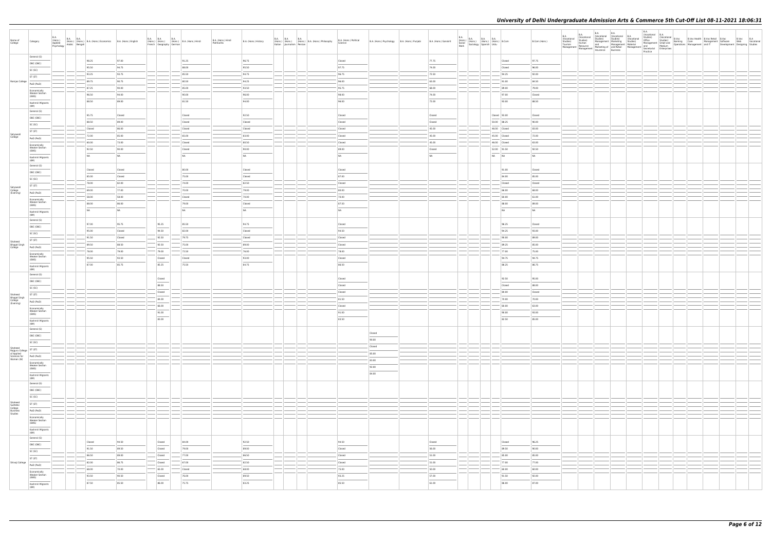# University of Delhi Undergraduate Admission Arts & Commerce 5th Cut-Off List 08-11-2021 18:06:31

| Name of College | Category | B.A. (Hons.) Applied Psychology | B.A. (Hons.) Arabic | B.A. (Hons.) Bengali | B.A. (Hons.) Economics | B.A. (Hons.) English | B.A. (Hons.) French | B.A. (Hons.) Geography | B.A. (Hons.) German | B.A. (Hons.) Hindi | B.A. (Hons.) Hindi Patrikarita | B.A. (Hons.) History | B.A. (Hons.) Italian | B.A. (Hons.) Journalism | B.A. (Hons.) Persian | B.A. (Hons.) Philosophy | B.A. (Hons.) Political Science | B.A. (Hons.) Psychology | B.A. (Hons.) Punjabi | B.A. (Hons.) Sanskrit | B.A. (Hons.) Social Work | B.A. (Hons.) Sociology | B.A. (Hons.) Spanish | B.A. (Hons.) Urdu | B.Com | B.Com (Hons.) | B.A. (Vocational Studies) Tourism Management | B.A. (Vocational Studies) Human Resource Management | B.A. (Vocational Studies) Management and Marketing of Insurance | B.A. (Vocational Studies) Marketing Management and Retail Business | B.A. (Vocational Studies) Material Management | B.A. (Vocational Studies) Office Management and Secretarial Practice | B.A. (Vocational Studies) Small and Medium Enterprises | B.Voc Banking Operations | B.Voc Health Care Management | B.Voc Retail Management and IT | B.Voc Software Development | B.Voc Web Designing | B.A Vocational Studies |
|---|---|---|---|---|---|---|---|---|---|---|---|---|---|---|---|---|---|---|---|---|---|---|---|---|---|---|---|---|---|---|---|---|---|---|---|---|---|---|---|
| Ramjas College | General (G) | | | | 98.25 | 97.00 | | | | 91.25 | | 96.75 | | | | | Closed | | | 77.75 | | | | | Closed | 97.75 | | | | | | | | | | | | | |
| | OBC (OBC) | | | | 95.50 | 94.75 | | | | 88.00 | | 95.50 | | | | | 97.75 | | | 74.00 | | | | | Closed | 96.00 | | | | | | | | | | | | | |
| | SC (SC) | | | | 93.25 | 93.75 | | | | 85.50 | | 94.75 | | | | | 96.75 | | | 72.50 | | | | | 94.25 | 92.00 | | | | | | | | | | | | | |
| | ST (ST) | | | | 89.75 | 90.75 | | | | 80.50 | | 94.25 | | | | | 96.00 | | | 63.00 | | | | | 91.00 | 86.50 | | | | | | | | | | | | | |
| | PwD (PwD) | | | | 87.25 | 90.00 | | | | 85.00 | | 93.50 | | | | | 95.75 | | | 68.00 | | | | | 89.00 | 79.00 | | | | | | | | | | | | | |
| | Economically Weaker Section (EWS) | | | | 96.50 | 94.00 | | | | 90.00 | | 96.00 | | | | | 98.00 | | | 74.00 | | | | | 97.00 | Closed | | | | | | | | | | | | | |
| | Kashmiri Migrants (KM) | | | | 88.50 | 89.00 | | | | 81.50 | | 94.00 | | | | | 96.00 | | | 72.00 | | | | | 93.00 | 88.50 | | | | | | | | | | | | | |
| Satyawati College | General (G) | | | | 95.75 | Closed | | | | Closed | | 92.50 | | | | | Closed | | | Closed | | | | Closed | 93.00 | Closed | | | | | | | | | | | | | |
| | OBC (OBC) | | | | 88.50 | 89.00 | | | | Closed | | Closed | | | | | Closed | | | Closed | | | | 50.00 | 88.25 | 90.00 | | | | | | | | | | | | | |
| | SC (SC) | | | | Closed | 86.00 | | | | Closed | | Closed | | | | | Closed | | | 45.00 | | | | 46.00 | Closed | 83.00 | | | | | | | | | | | | | |
| | ST (ST) | | | | 72.00 | 85.00 | | | | 65.00 | | 83.00 | | | | | Closed | | | 45.00 | | | | 45.00 | Closed | 72.00 | | | | | | | | | | | | | |
| | PwD (PwD) | | | | 65.00 | 73.00 | | | | Closed | | 80.50 | | | | | Closed | | | 45.00 | | | | 46.00 | Closed | 63.00 | | | | | | | | | | | | | |
| | Economically Weaker Section (EWS) | | | | 92.50 | 90.00 | | | | Closed | | 90.00 | | | | | 89.00 | | | Closed | | | | 52.00 | 91.50 | 92.50 | | | | | | | | | | | | | |
| | Kashmiri Migrants (KM) | | | | NA | NA | | | | NA | | NA | | | | | NA | | | NA | | | | NA | NA | NA | | | | | | | | | | | | | |
| Satyawati College (Evening) | General (G) | | | | Closed | Closed | | | | 80.00 | | Closed | | | | | Closed | | | | | | | | 91.00 | Closed | | | | | | | | | | | | | |
| | OBC (OBC) | | | | 85.00 | Closed | | | | 75.00 | | Closed | | | | | 87.00 | | | | | | | | 84.00 | 85.00 | | | | | | | | | | | | | |
| | SC (SC) | | | | 78.00 | 82.00 | | | | 74.00 | | 82.50 | | | | | Closed | | | | | | | | Closed | Closed | | | | | | | | | | | | | |
| | ST (ST) | | | | 69.00 | 77.00 | | | | 70.00 | | 79.00 | | | | | 80.00 | | | | | | | | 66.00 | 68.00 | | | | | | | | | | | | | |
| | PwD (PwD) | | | | 58.00 | 58.00 | | | | Closed | | 70.00 | | | | | 70.00 | | | | | | | | 60.00 | 61.00 | | | | | | | | | | | | | |
| | Economically Weaker Section (EWS) | | | | 88.00 | 86.00 | | | | 79.00 | | Closed | | | | | 87.50 | | | | | | | | 88.00 | 89.00 | | | | | | | | | | | | | |
| | Kashmiri Migrants (KM) | | | | NA | NA | | | | NA | | NA | | | | | NA | | | | | | | | NA | NA | | | | | | | | | | | | | |
| Shaheed Bhagat Singh College | General (G) | | | | 97.00 | 95.75 | | 95.25 | | 85.50 | | 94.75 | | | | | Closed | | | | | | | | 96.25 | Closed | | | | | | | | | | | | | |
| | OBC (OBC) | | | | 95.00 | Closed | | 94.50 | | 82.00 | | Closed | | | | | 94.50 | | | | | | | | 94.25 | 93.00 | | | | | | | | | | | | | |
| | SC (SC) | | | | 91.50 | Closed | | 92.50 | | 79.75 | | Closed | | | | | Closed | | | | | | | | 90.00 | 89.00 | | | | | | | | | | | | | |
| | ST (ST) | | | | 89.50 | 88.50 | | 92.50 | | 75.00 | | 89.00 | | | | | Closed | | | | | | | | 89.25 | 85.00 | | | | | | | | | | | | | |
| | PwD (PwD) | | | | 78.00 | 78.00 | | 79.00 | | 72.50 | | 76.00 | | | | | 78.00 | | | | | | | | 77.00 | 75.00 | | | | | | | | | | | | | |
| | Economically Weaker Section (EWS) | | | | 95.50 | 93.50 | | Closed | | Closed | | 93.00 | | | | | Closed | | | | | | | | 94.75 | 94.75 | | | | | | | | | | | | | |
| | Kashmiri Migrants (KM) | | | | 87.00 | 85.75 | | 85.25 | | 75.50 | | 84.75 | | | | | 86.50 | | | | | | | | 86.25 | 86.75 | | | | | | | | | | | | | |
| Shaheed Bhagat Singh College (Evening) | General (G) | | | | | | | Closed | | | | | | | | | Closed | | | | | | | | 92.50 | 95.00 | | | | | | | | | | | | | |
| | OBC (OBC) | | | | | | | 88.50 | | | | | | | | | Closed | | | | | | | | Closed | 88.00 | | | | | | | | | | | | | |
| | SC (SC) | | | | | | | Closed | | | | | | | | | Closed | | | | | | | | 88.00 | Closed | | | | | | | | | | | | | |
| | ST (ST) | | | | | | | 84.00 | | | | | | | | | 81.50 | | | | | | | | 78.00 | 70.00 | | | | | | | | | | | | | |
| | PwD (PwD) | | | | | | | 66.00 | | | | | | | | | Closed | | | | | | | | 60.00 | 63.00 | | | | | | | | | | | | | |
| | Economically Weaker Section (EWS) | | | | | | | 91.00 | | | | | | | | | 93.00 | | | | | | | | 90.00 | 93.00 | | | | | | | | | | | | | |
| | Kashmiri Migrants (KM) | | | | | | | 83.00 | | | | | | | | | 83.50 | | | | | | | | 82.50 | 85.00 | | | | | | | | | | | | | |
| Shaheed Rajguru College of Applied Sciences for Women (W) | General (G) | | | | | | | | | | | | | | | | | Closed | | | | | | | | | | | | | | | | | | | | | |
| | OBC (OBC) | | | | | | | | | | | | | | | | | 90.00 | | | | | | | | | | | | | | | | | | | | | |
| | SC (SC) | | | | | | | | | | | | | | | | | Closed | | | | | | | | | | | | | | | | | | | | | |
| | ST (ST) | | | | | | | | | | | | | | | | | 85.00 | | | | | | | | | | | | | | | | | | | | | |
| | PwD (PwD) | | | | | | | | | | | | | | | | | 83.00 | | | | | | | | | | | | | | | | | | | | | |
| | Economically Weaker Section (EWS) | | | | | | | | | | | | | | | | | 92.00 | | | | | | | | | | | | | | | | | | | | | |
| | Kashmiri Migrants (KM) | | | | | | | | | | | | | | | | | 84.00 | | | | | | | | | | | | | | | | | | | | | |
| Shaheed Sukhdev College Business Studies | General (G) | | | | | | | | | | | | | | | | | | | | | | | | | | | | | | | | | | | | | | |
| | OBC (OBC) | | | | | | | | | | | | | | | | | | | | | | | | | | | | | | | | | | | | | | |
| | SC (SC) | | | | | | | | | | | | | | | | | | | | | | | | | | | | | | | | | | | | | | |
| | ST (ST) | | | | | | | | | | | | | | | | | | | | | | | | | | | | | | | | | | | | | | |
| | PwD (PwD) | | | | | | | | | | | | | | | | | | | | | | | | | | | | | | | | | | | | | | |
| | Economically Weaker Section (EWS) | | | | | | | | | | | | | | | | | | | | | | | | | | | | | | | | | | | | | | |
| | Kashmiri Migrants (KM) | | | | | | | | | | | | | | | | | | | | | | | | | | | | | | | | | | | | | | |
| Shivaji College | General (G) | | | | Closed | 94.50 | | Closed | | 84.00 | | 92.50 | | | | | 94.50 | | | Closed | | | | | Closed | 96.25 | | | | | | | | | | | | | |
| | OBC (OBC) | | | | 91.50 | 89.50 | | Closed | | 79.00 | | 89.00 | | | | | Closed | | | 56.00 | | | | | 89.50 | 90.00 | | | | | | | | | | | | | |
| | SC (SC) | | | | 86.50 | 89.00 | | Closed | | 77.00 | | 86.50 | | | | | Closed | | | 51.00 | | | | | 85.00 | 85.00 | | | | | | | | | | | | | |
| | ST (ST) | | | | 82.00 | 86.75 | | Closed | | 67.00 | | 82.50 | | | | | Closed | | | 51.00 | | | | | 77.00 | 77.00 | | | | | | | | | | | | | |
| | PwD (PwD) | | | | 68.00 | 73.00 | | 65.00 | | Closed | | 68.00 | | | | | 75.00 | | | 50.00 | | | | | 60.00 | 60.00 | | | | | | | | | | | | | |
| | Economically Weaker Section (EWS) | | | | 93.50 | 90.50 | | Closed | | 76.00 | | 89.50 | | | | | 93.25 | | | 57.00 | | | | | 91.50 | 92.00 | | | | | | | | | | | | | |
| | Kashmiri Migrants (KM) | | | | 87.50 | 85.50 | | 86.00 | | 75.75 | | 83.25 | | | | | 85.50 | | | 61.00 | | | | | 86.00 | 87.00 | | | | | | | | | | | | | |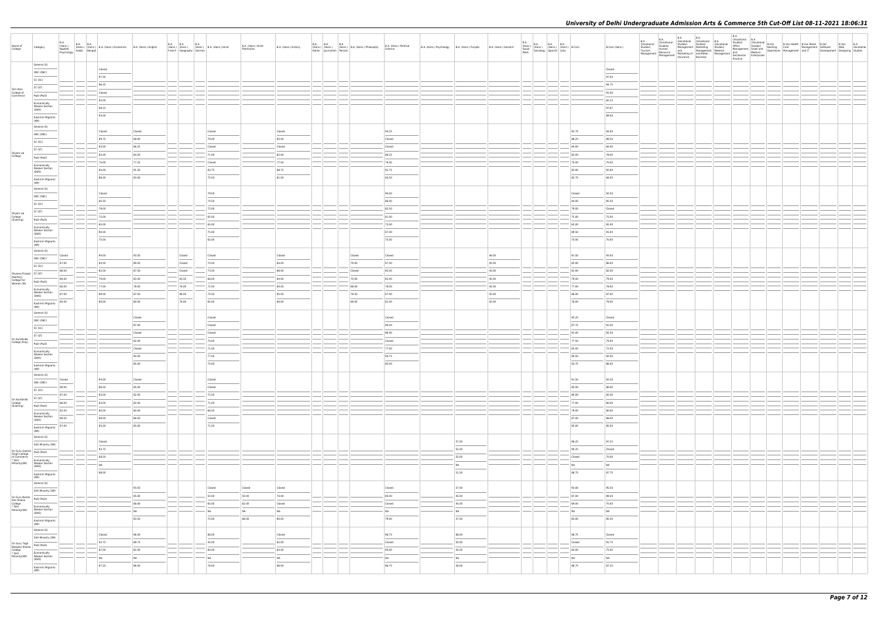# University of Delhi Undergraduate Admission Arts & Commerce 5th Cut-Off List 08-11-2021 18:06:31

| Name of College | Category | B.A. (Hons.) Applied Psychology | B.A. (Hons.) Arabic | B.A. (Hons.) Bengali | B.A. (Hons.) Economics | B.A. (Hons.) English | B.A. (Hons.) French | B.A. (Hons.) Geography | B.A. (Hons.) German | B.A. (Hons.) Hindi | B.A. (Hons.) Hindi Patrikarita | B.A. (Hons.) History | B.A. (Hons.) Italian | B.A. (Hons.) Journalism | B.A. (Hons.) Persian | B.A. (Hons.) Philosophy | B.A. (Hons.) Political Science | B.A. (Hons.) Psychology | B.A. (Hons.) Punjabi | B.A. (Hons.) Sanskrit | B.A. (Hons.) Social Work | B.A. (Hons.) Sociology | B.A. (Hons.) Spanish | B.A. (Hons.) Urdu | B.Com | B.Com (Hons.) | B.A. (Vocational Studies) Tourism Management | B.A. (Vocational Studies) Human Resource Management | B.A. (Vocational Studies) Management and Marketing of Insurance | B.A. (Vocational Studies) Marketing Management and Retail Business | B.A. (Vocational Studies) Material Management | B.A. (Vocational Studies) Office Management and Secretarial Practice | B.A. (Vocational Studies) Small and Medium Enterprises | B.Voc Banking Operations | B.Voc Health Care | B.Voc Retail Management and IT | B.Voc Software Development | B.Voc Web Designing | B.A Vocational Studies |
|---|---|---|---|---|---|---|---|---|---|---|---|---|---|---|---|---|---|---|---|---|---|---|---|---|---|---|---|---|---|---|---|---|---|---|---|---|---|---|
| Shri Ram College of Commerce | General (G) | | | | Closed | | | | | | | | | | | | | | | | | | | | | Closed | | | | | | | | | | | | | |
| | OBC (OBC) | | | | 97.50 | | | | | | | | | | | | | | | | | | | | | 97.00 | | | | | | | | | | | | | |
| | SC (SC) | | | | 96.25 | | | | | | | | | | | | | | | | | | | | | 94.75 | | | | | | | | | | | | | |
| | ST (ST) | | | | Closed | | | | | | | | | | | | | | | | | | | | | 93.00 | | | | | | | | | | | | | |
| | PwD (PwD) | | | | 93.00 | | | | | | | | | | | | | | | | | | | | | 83.25 | | | | | | | | | | | | | |
| | Economically Weaker Section (EWS) | | | | 98.15 | | | | | | | | | | | | | | | | | | | | | 97.67 | | | | | | | | | | | | | |
| | Kashmiri Migrants (KM) | | | | 93.00 | | | | | | | | | | | | | | | | | | | | | 89.00 | | | | | | | | | | | | | |
| Shyam Lal College | General (G) | | | | Closed | Closed | | | | Closed | | Closed | | | | | 94.25 | | | | | | | | 92.75 | 94.00 | | | | | | | | | | | | | |
| | OBC (OBC) | | | | 89.75 | 88.00 | | | | 79.00 | | 85.00 | | | | | Closed | | | | | | | | 88.25 | 88.50 | | | | | | | | | | | | | |
| | SC (SC) | | | | 83.00 | 86.25 | | | | Closed | | Closed | | | | | Closed | | | | | | | | 84.00 | 84.00 | | | | | | | | | | | | | |
| | ST (ST) | | | | 82.00 | 84.50 | | | | 71.00 | | 82.00 | | | | | 86.25 | | | | | | | | 82.00 | 78.00 | | | | | | | | | | | | | |
| | PwD (PwD) | | | | 70.00 | 77.25 | | | | Closed | | 77.50 | | | | | 76.50 | | | | | | | | 78.00 | 70.00 | | | | | | | | | | | | | |
| | Economically Weaker Section (EWS) | | | | 94.00 | 91.50 | | | | 83.75 | | 88.75 | | | | | 92.75 | | | | | | | | 92.00 | 92.00 | | | | | | | | | | | | | |
| | Kashmiri Migrants (KM) | | | | 86.00 | 83.00 | | | | 75.50 | | 81.00 | | | | | 84.50 | | | | | | | | 82.75 | 84.00 | | | | | | | | | | | | | |
| Shyam Lal College (Evening) | General (G) | | | | Closed | | | | | 79.00 | | | | | | | 90.00 | | | | | | | | Closed | 92.50 | | | | | | | | | | | | | |
| | OBC (OBC) | | | | 83.50 | | | | | 74.50 | | | | | | | 86.00 | | | | | | | | 84.00 | 85.50 | | | | | | | | | | | | | |
| | SC (SC) | | | | 79.00 | | | | | 72.00 | | | | | | | 82.50 | | | | | | | | 79.00 | Closed | | | | | | | | | | | | | |
| | ST (ST) | | | | 75.00 | | | | | 65.00 | | | | | | | 83.00 | | | | | | | | 75.00 | 75.00 | | | | | | | | | | | | | |
| | PwD (PwD) | | | | 65.00 | | | | | 65.00 | | | | | | | 75.00 | | | | | | | | 65.00 | 65.00 | | | | | | | | | | | | | |
| | Economically Weaker Section (EWS) | | | | 90.00 | | | | | 75.00 | | | | | | | 87.00 | | | | | | | | 89.50 | 91.00 | | | | | | | | | | | | | |
| | Kashmiri Migrants (KM) | | | | 75.00 | | | | | 65.00 | | | | | | | 75.00 | | | | | | | | 70.00 | 70.00 | | | | | | | | | | | | | |
| Shyama Prasad Mukherji College For Women (W) | General (G) | Closed | | | 94.00 | 93.50 | | Closed | | Closed | | Closed | | | | Closed | Closed | | | 46.00 | | | | | 91.50 | 93.00 | | | | | | | | | | | | | |
| | OBC (OBC) | 87.00 | | | 84.50 | 89.50 | | Closed | | 74.50 | | 84.00 | | | | 79.00 | 87.50 | | | 45.00 | | | | | 82.00 | 86.00 | | | | | | | | | | | | | |
| | SC (SC) | 86.00 | | | 82.00 | 87.50 | | Closed | | 73.50 | | 86.00 | | | | Closed | 85.00 | | | 45.00 | | | | | 81.00 | 82.00 | | | | | | | | | | | | | |
| | ST (ST) | 90.00 | | | 79.00 | 83.50 | | 83.50 | | 66.00 | | 84.00 | | | | 70.00 | 82.00 | | | 45.00 | | | | | 79.00 | 79.50 | | | | | | | | | | | | | |
| | PwD (PwD) | 80.00 | | | 77.00 | 78.00 | | 76.00 | | 72.50 | | 80.00 | | | | 68.00 | 78.00 | | | 45.00 | | | | | 77.00 | 78.00 | | | | | | | | | | | | | |
| | Economically Weaker Section (EWS) | 87.00 | | | 89.00 | 87.00 | | 89.00 | | 74.50 | | 85.00 | | | | 78.50 | 87.00 | | | 45.00 | | | | | 86.00 | 87.00 | | | | | | | | | | | | | |
| | Kashmiri Migrants (KM) | 85.00 | | | 80.00 | 80.00 | | 76.00 | | 65.00 | | 80.00 | | | | 69.00 | 81.00 | | | 45.00 | | | | | 78.00 | 79.00 | | | | | | | | | | | | | |
| Sri Aurobindo College (Day) | General (G) | | | | | Closed | | | | Closed | | | | | | | Closed | | | | | | | | 93.25 | Closed | | | | | | | | | | | | | |
| | OBC (OBC) | | | | | 87.00 | | | | Closed | | | | | | | 90.00 | | | | | | | | 87.75 | 91.00 | | | | | | | | | | | | | |
| | SC (SC) | | | | | Closed | | | | Closed | | | | | | | 86.00 | | | | | | | | 81.00 | 82.50 | | | | | | | | | | | | | |
| | ST (ST) | | | | | 82.00 | | | | 70.00 | | | | | | | Closed | | | | | | | | 77.50 | 79.00 | | | | | | | | | | | | | |
| | PwD (PwD) | | | | | Closed | | | | 71.50 | | | | | | | 77.00 | | | | | | | | 65.00 | 72.00 | | | | | | | | | | | | | |
| | Economically Weaker Section (EWS) | | | | | 90.00 | | | | 77.00 | | | | | | | 90.75 | | | | | | | | 90.50 | 92.00 | | | | | | | | | | | | | |
| | Kashmiri Migrants (KM) | | | | | 85.00 | | | | 74.00 | | | | | | | 85.00 | | | | | | | | 83.75 | 86.00 | | | | | | | | | | | | | |
| Sri Aurobindo College (Evening) | General (G) | Closed | | | 94.00 | Closed | | | | Closed | | | | | | | | | | | | | | | 91.50 | 92.50 | | | | | | | | | | | | | |
| | OBC (OBC) | 89.00 | | | 86.50 | 85.00 | | | | Closed | | | | | | | | | | | | | | | 85.00 | 86.00 | | | | | | | | | | | | | |
| | SC (SC) | 87.00 | | | 83.00 | 82.00 | | | | 72.50 | | | | | | | | | | | | | | | 80.00 | 82.00 | | | | | | | | | | | | | |
| | ST (ST) | 86.00 | | | 83.00 | 82.00 | | | | 71.00 | | | | | | | | | | | | | | | 77.00 | 80.00 | | | | | | | | | | | | | |
| | PwD (PwD) | 82.00 | | | 80.00 | 80.00 | | | | 66.50 | | | | | | | | | | | | | | | 78.00 | 80.00 | | | | | | | | | | | | | |
| | Economically Weaker Section (EWS) | 89.50 | | | 89.00 | 86.00 | | | | Closed | | | | | | | | | | | | | | | 87.00 | 88.00 | | | | | | | | | | | | | |
| | Kashmiri Migrants (KM) | 87.00 | | | 85.00 | 85.00 | | | | 71.50 | | | | | | | | | | | | | | | 85.00 | 85.00 | | | | | | | | | | | | | |
| Sri Guru Gobind Singh College of Commerce * Sikh Minority(SM) | General (G) | | | | Closed | | | | | | | | | | | | | | 57.00 | | | | | | 96.25 | 97.25 | | | | | | | | | | | | | |
| | Sikh Minority (SM) | | | | 93.75 | | | | | | | | | | | | | | 55.00 | | | | | | 90.25 | Closed | | | | | | | | | | | | | |
| | PwD (PwD) | | | | 68.50 | | | | | | | | | | | | | | 55.00 | | | | | | Closed | 70.00 | | | | | | | | | | | | | |
| | Economically Weaker Section (EWS) | | | | NA | | | | | | | | | | | | | | NA | | | | | | NA | NA | | | | | | | | | | | | | |
| | Kashmiri Migrants (KM) | | | | 88.00 | | | | | | | | | | | | | | 51.50 | | | | | | 86.75 | 87.75 | | | | | | | | | | | | | |
| Sri Guru Nanak Dev Khalsa College * Sikh Minority(SM) | General (G) | | | | | 93.50 | | | | Closed | Closed | Closed | | | | | Closed | | 57.00 | | | | | | 93.00 | 95.50 | | | | | | | | | | | | | |
| | Sikh Minority (SM) | | | | | 85.00 | | | | 50.00 | 50.00 | 70.00 | | | | | 89.00 | | 45.00 | | | | | | 87.00 | 89.50 | | | | | | | | | | | | | |
| | PwD (PwD) | | | | | 68.00 | | | | 65.00 | 62.00 | Closed | | | | | Closed | | 45.00 | | | | | | 68.00 | 70.00 | | | | | | | | | | | | | |
| | Economically Weaker Section (EWS) | | | | | NA | | | | NA | NA | NA | | | | | NA | | NA | | | | | | NA | NA | | | | | | | | | | | | | |
| | Kashmiri Migrants (KM) | | | | | 83.50 | | | | 70.00 | 68.00 | 80.00 | | | | | 79.00 | | 47.00 | | | | | | 83.00 | 85.50 | | | | | | | | | | | | | |
| Sri Guru Tegh Bahadur Khalsa College * Sikh Minority(SM) | General (G) | | | | Closed | 96.00 | | | | 86.00 | | Closed | | | | | 96.75 | | 60.00 | | | | | | 96.75 | Closed | | | | | | | | | | | | | |
| | Sikh Minority (SM) | | | | 93.75 | 89.75 | | | | 45.00 | | 82.00 | | | | | Closed | | 50.00 | | | | | | Closed | 91.75 | | | | | | | | | | | | | |
| | PwD (PwD) | | | | 87.00 | 82.00 | | | | 84.00 | | 84.00 | | | | | 90.00 | | 45.00 | | | | | | 84.00 | 75.00 | | | | | | | | | | | | | |
| | Economically Weaker Section (EWS) | | | | NA | NA | | | | NA | | NA | | | | | NA | | NA | | | | | | NA | NA | | | | | | | | | | | | | |
| | Kashmiri Migrants (KM) | | | | 87.50 | 86.00 | | | | 76.00 | | 86.00 | | | | | 86.75 | | 58.00 | | | | | | 86.75 | 87.25 | | | | | | | | | | | | | |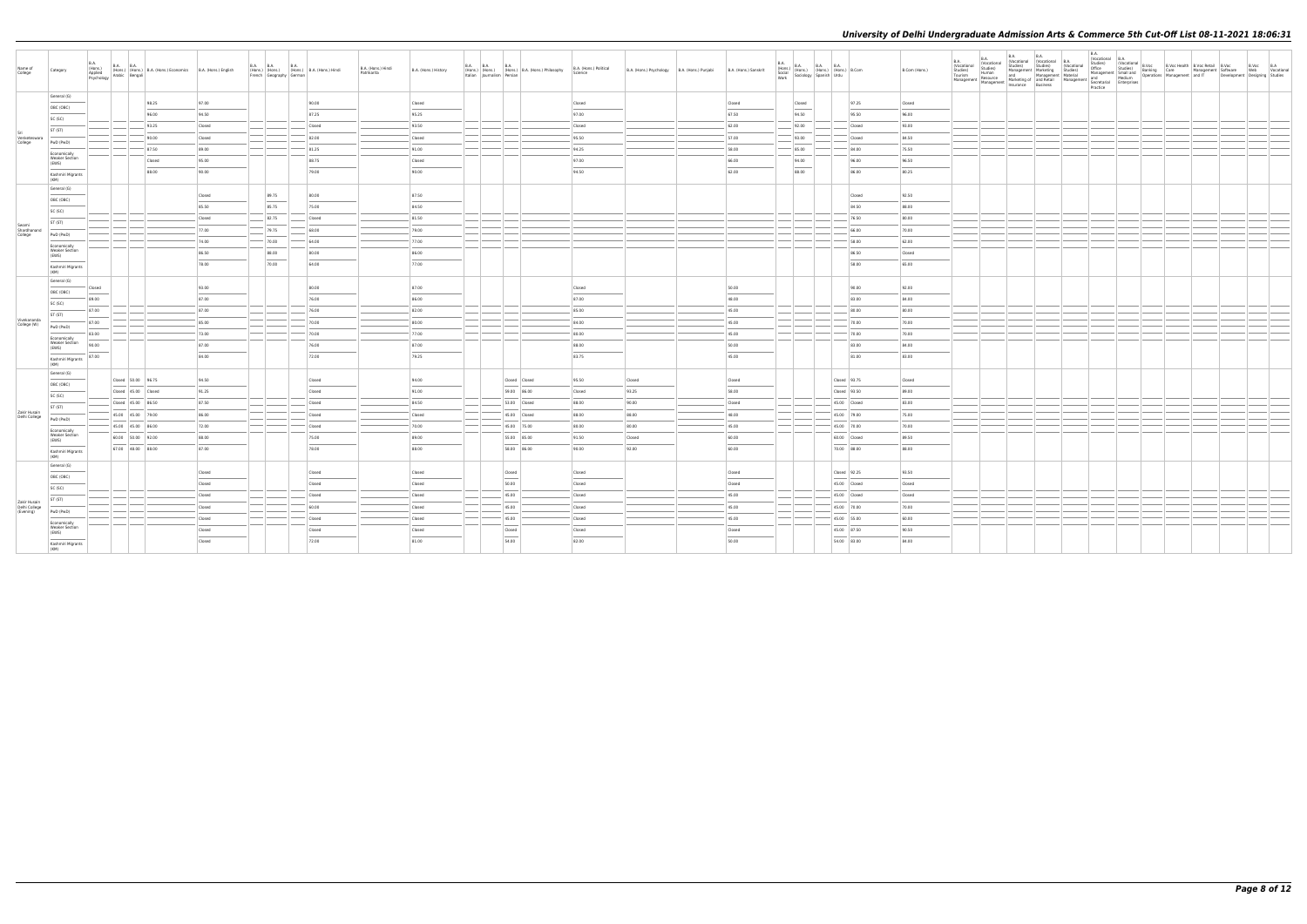# University of Delhi Undergraduate Admission Arts & Commerce 5th Cut-Off List 08-11-2021 18:06:31

| Name of College | Category | B.A. (Hons.) Applied Psychology | B.A. (Hons.) Arabic | B.A. (Hons.) Bengali | B.A. (Hons.) Economics | B.A. (Hons.) English | B.A. (Hons.) French | B.A. (Hons.) Geography | B.A. (Hons.) German | B.A. (Hons.) Hindi | B.A. (Hons.) Hindi Patrikarita | B.A. (Hons.) History | B.A. (Hons.) Italian | B.A. (Hons.) Journalism | B.A. (Hons.) Persian | B.A. (Hons.) Philosophy | B.A. (Hons.) Political Science | B.A. (Hons.) Psychology | B.A. (Hons.) Punjabi | B.A. (Hons.) Sanskrit | B.A. (Hons.) Social Work | B.A. (Hons.) Sociology | B.A. (Hons.) Spanish | B.A. (Hons.) Urdu | B.Com | B.Com (Hons.) | B.A. (Vocational Studies) Tourism Management | B.A. (Vocational Studies) Human Resource Management | B.A. (Vocational Studies) Management and Marketing of Insurance | B.A. (Vocational Studies) Marketing Management and Retail Business | B.A. (Vocational Studies) Material Management | B.A. (Vocational Studies) Office Management and Secretarial Practice | B.A. (Vocational Studies) Small and Medium Enterprises | B.Voc Banking Operations | B.Voc Health Care Management | B.Voc Retail Management and IT | B.Voc Software Development | B.Voc Web Designing | B.A Vocational Studies |
|---|---|---|---|---|---|---|---|---|---|---|---|---|---|---|---|---|---|---|---|---|---|---|---|---|---|---|---|---|---|---|---|---|---|---|---|---|---|---|---|
| Sri Venkateswara College | General (G) | | | | 98.25 | 97.00 | | | | 90.00 | | Closed | | | | | Closed | | | Closed | | Closed | | | 97.25 | Closed | | | | | | | | | | | | | |
| | OBC (OBC) | | | | 96.00 | 94.50 | | | | 87.25 | | 95.25 | | | | | 97.00 | | | 67.50 | | 94.50 | | | 95.50 | 96.00 | | | | | | | | | | | | | |
| | SC (SC) | | | | 93.25 | Closed | | | | Closed | | 93.50 | | | | | Closed | | | 62.00 | | 92.00 | | | Closed | 93.00 | | | | | | | | | | | | | |
| | ST (ST) | | | | 90.00 | Closed | | | | 82.00 | | Closed | | | | | 95.50 | | | 57.00 | | 93.00 | | | Closed | 84.50 | | | | | | | | | | | | | |
| | PwD (PwD) | | | | 87.50 | 89.00 | | | | 81.25 | | 91.00 | | | | | 94.25 | | | 58.00 | | 85.00 | | | 84.00 | 75.50 | | | | | | | | | | | | | |
| | Economically Weaker Section (EWS) | | | | Closed | 95.00 | | | | 88.75 | | Closed | | | | | 97.00 | | | 66.00 | | 94.00 | | | 96.00 | 96.50 | | | | | | | | | | | | | |
| | Kashmiri Migrants (KM) | | | | 88.00 | 90.00 | | | | 79.00 | | 90.00 | | | | | 94.50 | | | 62.00 | | 88.00 | | | 86.00 | 80.25 | | | | | | | | | | | | | |
| Swami Shardhanand College | General (G) | | | | | Closed | | 89.75 | | 80.00 | | 87.50 | | | | | | | | | | | | | Closed | 92.50 | | | | | | | | | | | | | |
| | OBC (OBC) | | | | | 85.50 | | 85.75 | | 75.00 | | 84.50 | | | | | | | | | | | | | 84.50 | 88.00 | | | | | | | | | | | | | |
| | SC (SC) | | | | | Closed | | 82.75 | | Closed | | 81.50 | | | | | | | | | | | | | 76.50 | 80.00 | | | | | | | | | | | | | |
| | ST (ST) | | | | | 77.00 | | 79.75 | | 68.00 | | 79.00 | | | | | | | | | | | | | 66.00 | 70.00 | | | | | | | | | | | | | |
| | PwD (PwD) | | | | | 74.00 | | 70.00 | | 64.00 | | 77.00 | | | | | | | | | | | | | 58.00 | 62.00 | | | | | | | | | | | | | |
| | Economically Weaker Section (EWS) | | | | | 86.50 | | 88.00 | | 80.00 | | 86.00 | | | | | | | | | | | | | 86.50 | Closed | | | | | | | | | | | | | |
| | Kashmiri Migrants (KM) | | | | | 78.00 | | 70.00 | | 64.00 | | 77.00 | | | | | | | | | | | | | 58.00 | 65.00 | | | | | | | | | | | | | |
| Vivekananda College (W) | General (G) | Closed | | | | 93.00 | | | | 80.00 | | 87.00 | | | | | Closed | | | 50.00 | | | | | 90.00 | 92.00 | | | | | | | | | | | | | |
| | OBC (OBC) | 89.00 | | | | 87.00 | | | | 76.00 | | 86.00 | | | | | 87.00 | | | 48.00 | | | | | 83.00 | 84.00 | | | | | | | | | | | | | |
| | SC (SC) | 87.00 | | | | 87.00 | | | | 76.00 | | 82.00 | | | | | 85.00 | | | 45.00 | | | | | 80.00 | 80.00 | | | | | | | | | | | | | |
| | ST (ST) | 87.00 | | | | 85.00 | | | | 70.00 | | 80.00 | | | | | 84.00 | | | 45.00 | | | | | 70.00 | 70.00 | | | | | | | | | | | | | |
| | PwD (PwD) | 83.00 | | | | 73.00 | | | | 70.00 | | 77.00 | | | | | 80.00 | | | 45.00 | | | | | 70.00 | 70.00 | | | | | | | | | | | | | |
| | Economically Weaker Section (EWS) | 90.00 | | | | 87.00 | | | | 76.00 | | 87.00 | | | | | 88.00 | | | 50.00 | | | | | 83.00 | 84.00 | | | | | | | | | | | | | |
| | Kashmiri Migrants (KM) | 87.00 | | | | 84.00 | | | | 72.00 | | 79.25 | | | | | 83.75 | | | 45.00 | | | | | 81.00 | 83.00 | | | | | | | | | | | | | |
| Zakir Husain Delhi College | General (G) | | Closed | 50.00 | 96.75 | 94.50 | | | | Closed | | 94.00 | | | Closed | Closed | 95.50 | Closed | | Closed | | | | Closed | 93.75 | Closed | | | | | | | | | | | | | |
| | OBC (OBC) | | Closed | 45.00 | Closed | 91.25 | | | | Closed | | 91.00 | | | 59.00 | 86.00 | Closed | 93.25 | | 56.00 | | | | Closed | 92.50 | 89.00 | | | | | | | | | | | | | |
| | SC (SC) | | Closed | 45.00 | 86.50 | 87.50 | | | | Closed | | 84.50 | | | 53.00 | Closed | 88.00 | 90.00 | | Closed | | | | 45.00 | Closed | 83.00 | | | | | | | | | | | | | |
| | ST (ST) | | 45.00 | 45.00 | 79.00 | 86.00 | | | | Closed | | Closed | | | 45.00 | Closed | 88.00 | 88.00 | | 48.00 | | | | 45.00 | 79.00 | 75.00 | | | | | | | | | | | | | |
| | PwD (PwD) | | 45.00 | 45.00 | 86.00 | 72.00 | | | | Closed | | 70.00 | | | 45.00 | 75.00 | 88.00 | 80.00 | | 45.00 | | | | 45.00 | 78.00 | 70.00 | | | | | | | | | | | | | |
| | Economically Weaker Section (EWS) | | 60.00 | 50.00 | 92.00 | 88.00 | | | | 75.00 | | 89.00 | | | 55.00 | 85.00 | 91.50 | Closed | | 60.00 | | | | 60.00 | Closed | 89.50 | | | | | | | | | | | | | |
| | Kashmiri Migrants (KM) | | 67.00 | 48.00 | 88.00 | 87.00 | | | | 79.00 | | 88.00 | | | 58.00 | 86.00 | 90.00 | 92.00 | | 60.00 | | | | 70.00 | 88.00 | 88.00 | | | | | | | | | | | | | |
| Zakir Husain Delhi College (Evening) | General (G) | | | | | Closed | | | | Closed | | Closed | | | Closed | | Closed | | | Closed | | | | Closed | 92.25 | 93.50 | | | | | | | | | | | | | |
| | OBC (OBC) | | | | | Closed | | | | Closed | | Closed | | | 50.00 | | Closed | | | Closed | | | | 45.00 | Closed | Closed | | | | | | | | | | | | | |
| | SC (SC) | | | | | Closed | | | | Closed | | Closed | | | 45.00 | | Closed | | | 45.00 | | | | 45.00 | Closed | Closed | | | | | | | | | | | | | |
| | ST (ST) | | | | | Closed | | | | 60.00 | | Closed | | | 45.00 | | Closed | | | 45.00 | | | | 45.00 | 70.00 | 70.00 | | | | | | | | | | | | | |
| | PwD (PwD) | | | | | Closed | | | | Closed | | Closed | | | 45.00 | | Closed | | | 45.00 | | | | 45.00 | 55.00 | 60.00 | | | | | | | | | | | | | |
| | Economically Weaker Section (EWS) | | | | | Closed | | | | Closed | | Closed | | | Closed | | Closed | | | Closed | | | | 45.00 | 87.50 | 90.50 | | | | | | | | | | | | | |
| | Kashmiri Migrants (KM) | | | | | Closed | | | | 72.00 | | 81.00 | | | 54.00 | | 82.00 | | | 50.00 | | | | 54.00 | 83.00 | 84.00 | | | | | | | | | | | | | |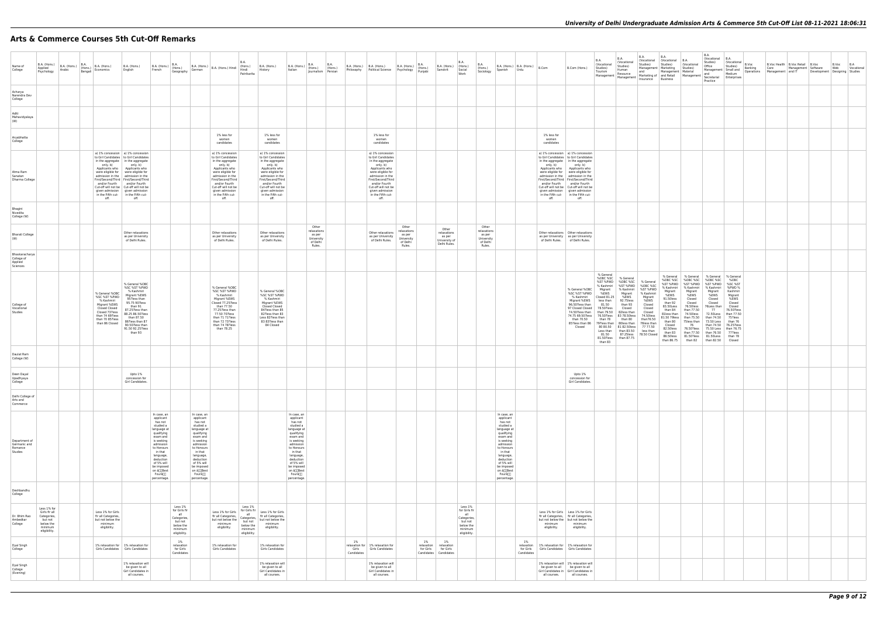# Arts & Commerce Courses 5th Cut-Off Remarks

| Name of College | B.A. (Hons.) Applied Psychology | B.A. (Hons.) Arabic | B.A. (Hons.) Bengali | B.A. (Hons.) Economics | B.A. (Hons.) English | B.A. (Hons.) French | B.A. (Hons.) Geography | B.A. (Hons.) German | B.A. (Hons.) Hindi | B.A. (Hons.) Hindi Patrikarita | B.A. (Hons.) History | B.A. (Hons.) Italian | B.A. (Hons.) Journalism | B.A. (Hons.) Persian | B.A. (Hons.) Philosophy | B.A. (Hons.) Political Science | B.A. (Hons.) Psychology | B.A. (Hons.) Punjabi | B.A. (Hons.) Sanskrit | B.A. (Hons.) Social Work | B.A. (Hons.) Sociology | B.A. (Hons.) Spanish | B.A. (Hons.) Urdu | B.Com | B.Com (Hons.) | B.A. (Vocational Studies) Tourism Management | B.A. (Vocational Studies) Human Resource Management | B.A. (Vocational Studies) Management and Marketing of Insurance | B.A. (Vocational Studies) Marketing Management and Retail Business | B.A. (Vocational Studies) Material Management | B.A. (Vocational Studies) Office Management and Secretarial Practice | B.A. (Vocational Studies) Small and Medium Enterprises | B.Voc Banking Operations | B.Voc Health Care Management | B.Voc Retail Management and IT | B.Voc Software Development | B.Voc Web Designing | B.A Vocational Studies |
|---|---|---|---|---|---|---|---|---|---|---|---|---|---|---|---|---|---|---|---|---|---|---|---|---|---|---|---|---|---|---|---|---|---|---|---|---|---|---|
| Acharya Narendra Dev College | | | | | | | | | | | | | | | | | | | | | | | | | | | | | | | | | | | | | | |
| Aditi Mahavidyalaya (W) | | | | | | | | | | | | | | | | | | | | | | | | | | | | | | | | | | | | | | |
| Aryabhatta College | | | | | | | | | 1% less for women candidates | | 1% less for women candidates | | | | | 1% less for women candidates | | | | | | | | 1% less for women candidates | | | | | | | | | | | | | | |
| Atma Ram Sanatan Dharma College | | | | a) 1% concession to Girl Candidates in the aggregate only. b) Applicants who were eligible for admission in the First/Second/Third and/or Fourth Cut-off will not be given admission in the Fifth cut-off. | a) 1% concession to Girl Candidates in the aggregate only. b) Applicants who were eligible for admission in the First/Second/Third and/or Fourth Cut-off will not be given admission in the Fifth cut-off. | | | | a) 1% concession to Girl Candidates in the aggregate only. b) Applicants who were eligible for admission in the First/Second/Third and/or Fourth Cut-off will not be given admission in the Fifth cut-off. | | a) 1% concession to Girl Candidates in the aggregate only. b) Applicants who were eligible for admission in the First/Second/Third and/or Fourth Cut-off will not be given admission in the Fifth cut-off. | | | | | a) 1% concession to Girl Candidates in the aggregate only. b) Applicants who were eligible for admission in the First/Second/Third and/or Fourth Cut-off will not be given admission in the Fifth cut-off. | | | | | | | | a) 1% concession to Girl Candidates in the aggregate only. b) Applicants who were eligible for admission in the First/Second/Third and/or Fourth Cut-off will not be given admission in the Fifth cut-off. | a) 1% concession to Girl Candidates in the aggregate only. b) Applicants who were eligible for admission in the First/Second/Third and/or Fourth Cut-off will not be given admission in the Fifth cut-off. | | | | | | | | | | | | | |
| Bhagini Nivedita College (W) | | | | | | | | | | | | | | | | | | | | | | | | | | | | | | | | | | | | | | |
| Bharati College (W) | | | | | Other relaxations as per University of Delhi Rules. | | | | Other relaxations as per University of Delhi Rules. | | Other relaxations as per University of Delhi Rules. | | Other relaxations as per University of Delhi Rules. | | | Other relaxations as per University of Delhi Rules. | Other relaxations as per University of Delhi Rules. | | Other relaxations as per University of Delhi Rules. | | Other relaxations as per University of Delhi Rules. | | | Other relaxations as per University of Delhi Rules. | Other relaxations as per University of Delhi Rules. | | | | | | | | | | | | | |
| Bhaskaracharya College of Applied Sciences | | | | | | | | | | | | | | | | | | | | | | | | | | | | | | | | | | | | | | |
| College of Vocational Studies | | | | % General %OBC %SC %ST %PWD % Kashmiri Migrant %EWS Closed Closed 73?less than 74 69?less than 70 85?less than 86 Closed | % General %OBC %SC %ST %PWD % Kashmiri Migrant %EWS 95?less than 95.75 93?less than 91 87.25?less than 88.25 86.50?less than 87.50 86?less than 87 90.50?less than 91.50 92.25?less than 93 | | | | % General %OBC %SC %ST %PWD % Kashmiri Migrant %EWS Closed 77.25?less than 77.50 77.25?less than 77.50 70?less than 71 71?less than 72 73?less than 74 78?less than 78.25 | | % General %OBC %SC %ST %PWD % Kashmiri Migrant %EWS Closed Closed 84?less than 85 82?less than 83 Less 82?less than 83 83?less than 84 Closed | | | | | | | | | | | | | | % General %OBC %SC %ST %PWD % Kashmiri Migrant %EWS 96.50?less than 97 Closed Closed 74.50?less than 74.75 69.50?less than 70.50 85?less than 86 Closed | % General %OBC %SC %ST %PWD % Kashmiri Migrant %EWS Closed 81.25 less than 81.50 78.50?less than 79.50 76.50?less than 78 79?less than 80 80.50 Less than 81 81.50?less than 83 | % General %OBC %SC %ST %PWD % Kashmiri Migrant %EWS 92.75?less than 93 Closed 82?less than 83 78.50?less than 80 80?less than 81 82.50?less than 83.50 87.25?less than 87.75 | % General %OBC %SC %ST %PWD % Kashmiri Migrant %EWS Closed Closed Closed 74.50?less than 76.50 76?less than 77 77.50 less than 78.50 Closed | % General %OBC %SC %ST %PWD % Kashmiri Migrant %EWS 91.50?less than 92 83.50?less than 84 81?less than 81.50 79?less than 80 Closed 82.50?less than 83 86.50?less than 86.75 | % General %OBC %SC %ST %PWD % Kashmiri Migrant %EWS Closed 76.50?less than 77.50 74.50?less than 75.50 75?less than 76 76.50?less than 77.50 81.50?less than 82 | % General %OBC %SC %ST %PWD % Kashmiri Migrant %EWS Closed 76Less than 77 72.50Less than 74.50 73.50 Less than 74.50 75.50 Less than 76.50 81.50Less than 82.50 | % General %OBC %SC %ST %PWD % Kashmiri Migrant %EWS Closed 76.50?less than 77.50 75?less than 76 76.25?less than 76.75 77?less than 78 Closed | | | | | | |
| Daulat Ram College (W) | | | | | | | | | | | | | | | | | | | | | | | | | | | | | | | | | | | | | | |
| Deen Dayal Upadhyaya College | | | | | Upto 1% concession for Girl Candidates. | | | | | | | | | | | | | | | | | | | | Upto 1% concession for Girl Candidates. | | | | | | | | | | | | | |
| Delhi College of Arts and Commerce | | | | | | | | | | | | | | | | | | | | | | | | | | | | | | | | | | | | | | |
| Department of Germanic and Romance Studies | | | | | | In case, an applicant has not studied a language at qualifying exam and is seeking admission to Honours in that language, deduction of 5% will be imposed on â€œBest Fourâ€ percentage. | | In case, an applicant has not studied a language at qualifying exam and is seeking admission to Honours in that language, deduction of 5% will be imposed on â€œBest Fourâ€ percentage. | | | | In case, an applicant has not studied a language at qualifying exam and is seeking admission to Honours in that language, deduction of 5% will be imposed on â€œBest Fourâ€ percentage. | | | | | | | | | | In case, an applicant has not studied a language at qualifying exam and is seeking admission to Honours in that language, deduction of 5% will be imposed on â€œBest Fourâ€ percentage. | | | | | | | | | | | | | | | | |
| Deshbandhu College | | | | | | | | | | | | | | | | | | | | | | | | | | | | | | | | | | | | | | |
| Dr. Bhim Rao Ambedkar College | Less 1% for Girls fir all Categories, but not below the minimum eligibility. | | | Less 1% for Girls fir all Categories, but not below the minimum eligibility. | | | Less 1% for Girls fir all Categories, but not below the minimum eligibility. | | Less 1% for Girls fir all Categories, but not below the minimum eligibility. | Less 1% for Girls fir all Categories, but not below the minimum eligibility. | Less 1% for Girls fir all Categories, but not below the minimum eligibility. | | | | | | | | | Less 1% for Girls fir all Categories, but not below the minimum eligibility. | | | | Less 1% for Girls fir all Categories, but not below the minimum eligibility. | Less 1% for Girls fir all Categories, but not below the minimum eligibility. | | | | | | | | | | | | | |
| Dyal Singh College | | | | 1% relaxation for Girls Candidates | 1% relaxation for Girls Candidates | | 1% relaxation for Girls Candidates | | 1% relaxation for Girls Candidates | | 1% relaxation for Girls Candidates | | | | 1% relaxation for Girls Candidates | 1% relaxation for Girls Candidates | | 1% relaxation for Girls Candidates | 1% relaxation for Girls Candidates | | | | 1% relaxation for Girls Candidates | 1% relaxation for Girls Candidates | 1% relaxation for Girls Candidates | | | | | | | | | | | | | |
| Dyal Singh College (Evening) | | | | | 1% relaxation will be given to all Girl Candidates in all courses. | | | | | | 1% relaxation will be given to all Girl Candidates in all courses. | | | | | 1% relaxation will be given to all Girl Candidates in all courses. | | | | | | | | 1% relaxation will be given to all Girl Candidates in all courses. | 1% relaxation will be given to all Girl Candidates in all courses. | | | | | | | | | | | | | |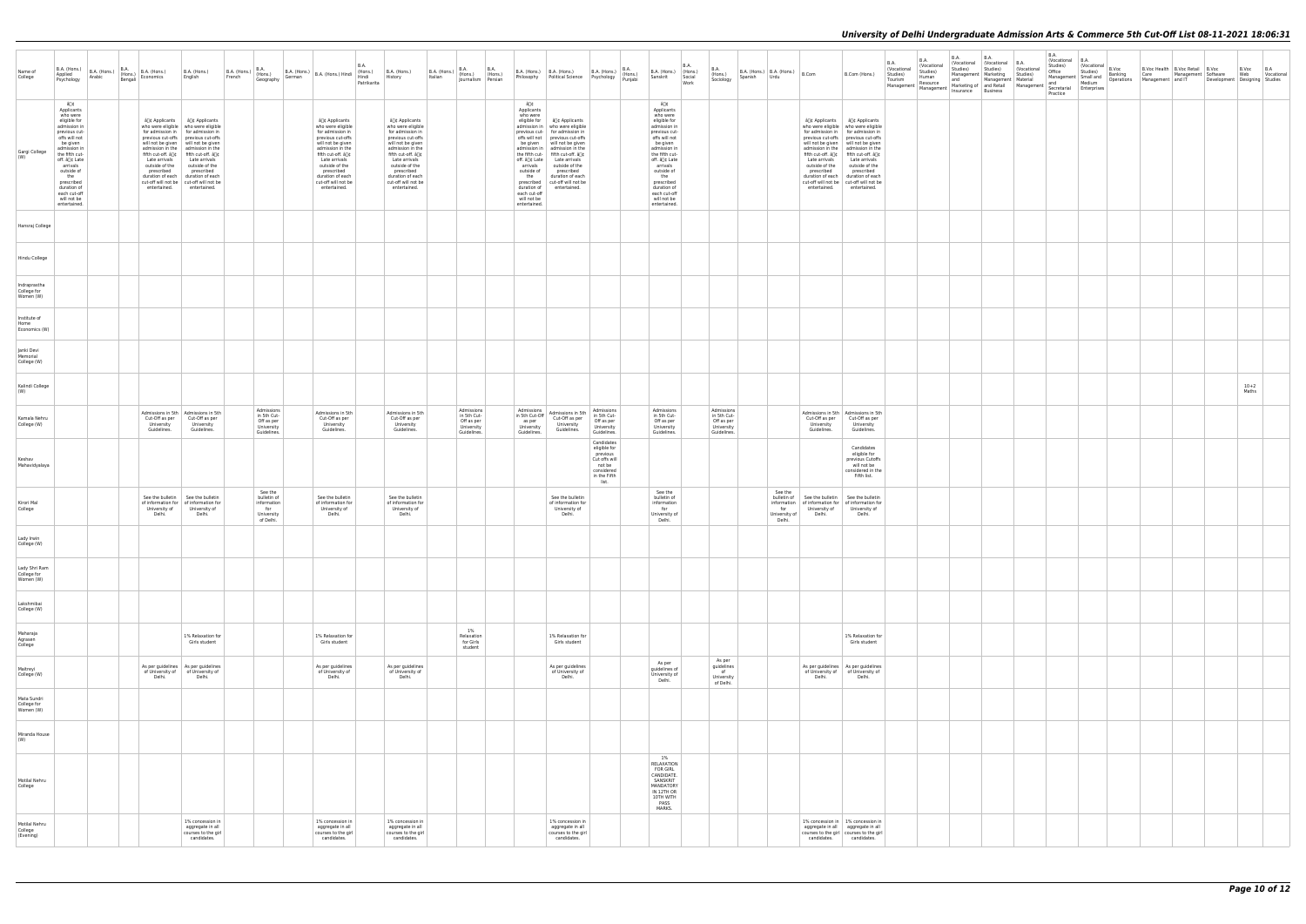| Name of College | B.A. (Hons.) Applied Psychology | B.A. (Hons.) Arabic | B.A. (Hons.) Bengali | B.A. (Hons.) Economics | B.A. (Hons.) English | B.A. (Hons.) French | B.A. (Hons.) Geography | B.A. (Hons.) German | B.A. (Hons.) Hindi | B.A. (Hons.) Hindi Patrikarita | B.A. (Hons.) History | B.A. (Hons.) Italian | B.A. (Hons.) Journalism | B.A. (Hons.) Persian | B.A. (Hons.) Philosophy | B.A. (Hons.) Political Science | B.A. (Hons.) Psychology | B.A. (Hons.) Punjabi | B.A. (Hons.) Sanskrit | B.A. (Hons.) Social Work | B.A. (Hons.) Sociology | B.A. (Hons.) Spanish | B.A. (Hons.) Urdu | B.Com | B.Com (Hons.) | B.A. (Vocational Studies) Tourism Management | B.A. (Vocational Studies) Human Resource Management | B.A. (Vocational Studies) Management and Marketing of Insurance | B.A. (Vocational Studies) Marketing Management and Retail Business | B.A. (Vocational Studies) Material Management | B.A. (Vocational Studies) Office Management and Secretarial Practice | B.A. (Vocational Studies) Small and Medium Enterprises | B.Voc Banking Operations | B.Voc Health Care Management | B.Voc Retail Management and IT | B.Voc Software Development | B.Voc Web Designing | B.A Vocational Studies |
|---|---|---|---|---|---|---|---|---|---|---|---|---|---|---|---|---|---|---|---|---|---|---|---|---|---|---|---|---|---|---|---|---|---|---|---|---|---|---|
| Gargi College (W) | â€¢ Applicants who were eligible for admission in previous cut-offs will not be given admission in the fifth cut-off. â€¢ Late arrivals outside of the prescribed duration of each cut-off will not be entertained. | | | â€¢ Applicants who were eligible for admission in previous cut-offs will not be given admission in the fifth cut-off. â€¢ Late arrivals outside of the prescribed duration of each cut-off will not be entertained. | â€¢ Applicants who were eligible for admission in previous cut-offs will not be given admission in the fifth cut-off. â€¢ Late arrivals outside of the prescribed duration of each cut-off will not be entertained. | | | | â€¢ Applicants who were eligible for admission in previous cut-offs will not be given admission in the fifth cut-off. â€¢ Late arrivals outside of the prescribed duration of each cut-off will not be entertained. | | â€¢ Applicants who were eligible for admission in previous cut-offs will not be given admission in the fifth cut-off. â€¢ Late arrivals outside of the prescribed duration of each cut-off will not be entertained. | | | | â€¢ Applicants who were eligible for admission in previous cut-offs will not be given admission in the fifth cut-off. â€¢ Late arrivals outside of the prescribed duration of each cut-off will not be entertained. | â€¢ Applicants who were eligible for admission in previous cut-offs will not be given admission in the fifth cut-off. â€¢ Late arrivals outside of the prescribed duration of each cut-off will not be entertained. | | | â€¢ Applicants who were eligible for admission in previous cut-offs will not be given admission in the fifth cut-off. â€¢ Late arrivals outside of the prescribed duration of each cut-off will not be entertained. | | | | | â€¢ Applicants who were eligible for admission in previous cut-offs will not be given admission in the fifth cut-off. â€¢ Late arrivals outside of the prescribed duration of each cut-off will not be entertained. | â€¢ Applicants who were eligible for admission in previous cut-offs will not be given admission in the fifth cut-off. â€¢ Late arrivals outside of the prescribed duration of each cut-off will not be entertained. | | | | | | | | | | | | | |
| Hamsraj College | | | | | | | | | | | | | | | | | | | | | | | | | | | | | | | | | | | | | | |
| Hindu College | | | | | | | | | | | | | | | | | | | | | | | | | | | | | | | | | | | | | | |
| Indraprastha College for Women (W) | | | | | | | | | | | | | | | | | | | | | | | | | | | | | | | | | | | | | | |
| Institute of Home Economics (W) | | | | | | | | | | | | | | | | | | | | | | | | | | | | | | | | | | | | | | |
| Janki Devi Memorial College (W) | | | | | | | | | | | | | | | | | | | | | | | | | | | | | | | | | | | | | | |
| Kalindi College (W) | | | | | | | | | | | | | | | | | | | | | | | | | | | | | | | | | | | | | 10+2 Maths | |
| Kamala Nehru College (W) | | | | Admissions in 5th Cut-Off as per University Guidelines. | Admissions in 5th Cut-Off as per University Guidelines. | | Admissions in 5th Cut-Off as per University Guidelines. | | Admissions in 5th Cut-Off as per University Guidelines. | | Admissions in 5th Cut-Off as per University Guidelines. | | Admissions in 5th Cut-Off as per University Guidelines. | | Admissions in 5th Cut-Off as per University Guidelines. | Admissions in 5th Cut-Off as per University Guidelines. | Admissions in 5th Cut-Off as per University Guidelines. | | Admissions in 5th Cut-Off as per University Guidelines. | | Admissions in 5th Cut-Off as per University Guidelines. | | | Admissions in 5th Cut-Off as per University Guidelines. | Admissions in 5th Cut-Off as per University Guidelines. | | | | | | | | | | | | | |
| Keshav Mahavidyalaya | | | | | | | | | | | | | | | | | Candidates eligible for previous Cut offs will not be considered in the Fifth list. | | | | | | | | Candidates eligible for previous Cutoffs will not be considered in the Fifth list. | | | | | | | | | | | | | |
| Kirori Mal College | | | | See the bulletin of information for University of Delhi. | See the bulletin of information for University of Delhi. | | See the bulletin of information for University of Delhi. | | See the bulletin of information for University of Delhi. | | See the bulletin of information for University of Delhi. | | | | | See the bulletin of information for University of Delhi. | | | See the bulletin of information for University of Delhi. | | | | See the bulletin of information for University of Delhi. | See the bulletin of information for University of Delhi. | See the bulletin of information for University of Delhi. | | | | | | | | | | | | | |
| Lady Irwin College (W) | | | | | | | | | | | | | | | | | | | | | | | | | | | | | | | | | | | | | | |
| Lady Shri Ram College for Women (W) | | | | | | | | | | | | | | | | | | | | | | | | | | | | | | | | | | | | | | |
| Lakshmibai College (W) | | | | | | | | | | | | | | | | | | | | | | | | | | | | | | | | | | | | | | |
| Maharaja Agrasen College | | | | | 1% Relaxation for Girls student | | | | 1% Relaxation for Girls student | | | | 1% Relaxation for Girls student | | | 1% Relaxation for Girls student | | | | | | | | | 1% Relaxation for Girls student | | | | | | | | | | | | | |
| Maitreyi College (W) | | | | As per guidelines of University of Delhi. | As per guidelines of University of Delhi. | | | | As per guidelines of University of Delhi. | | As per guidelines of University of Delhi. | | | | | As per guidelines of University of Delhi. | | | As per guidelines of University of Delhi. | | As per guidelines of University of Delhi. | | | As per guidelines of University of Delhi. | As per guidelines of University of Delhi. | | | | | | | | | | | | | |
| Mata Sundri College for Women (W) | | | | | | | | | | | | | | | | | | | | | | | | | | | | | | | | | | | | | | |
| Miranda House (W) | | | | | | | | | | | | | | | | | | | | | | | | | | | | | | | | | | | | | | |
| Motilal Nehru College | | | | | | | | | | | | | | | | | | | 1% RELAXATION FOR GIRL CANDIDATE. SANSKRIT MANDATORY IN 12TH OR 10TH WITH PASS MARKS. | | | | | | | | | | | | | | | | | | | |
| Motilal Nehru College (Evening) | | | | | 1% concession in aggregate in all courses to the girl candidates. | | | | 1% concession in aggregate in all courses to the girl candidates. | | 1% concession in aggregate in all courses to the girl candidates. | | | | | 1% concession in aggregate in all courses to the girl candidates. | | | | | | | | 1% concession in aggregate in all courses to the girl candidates. | 1% concession in aggregate in all courses to the girl candidates. | | | | | | | | | | | | | |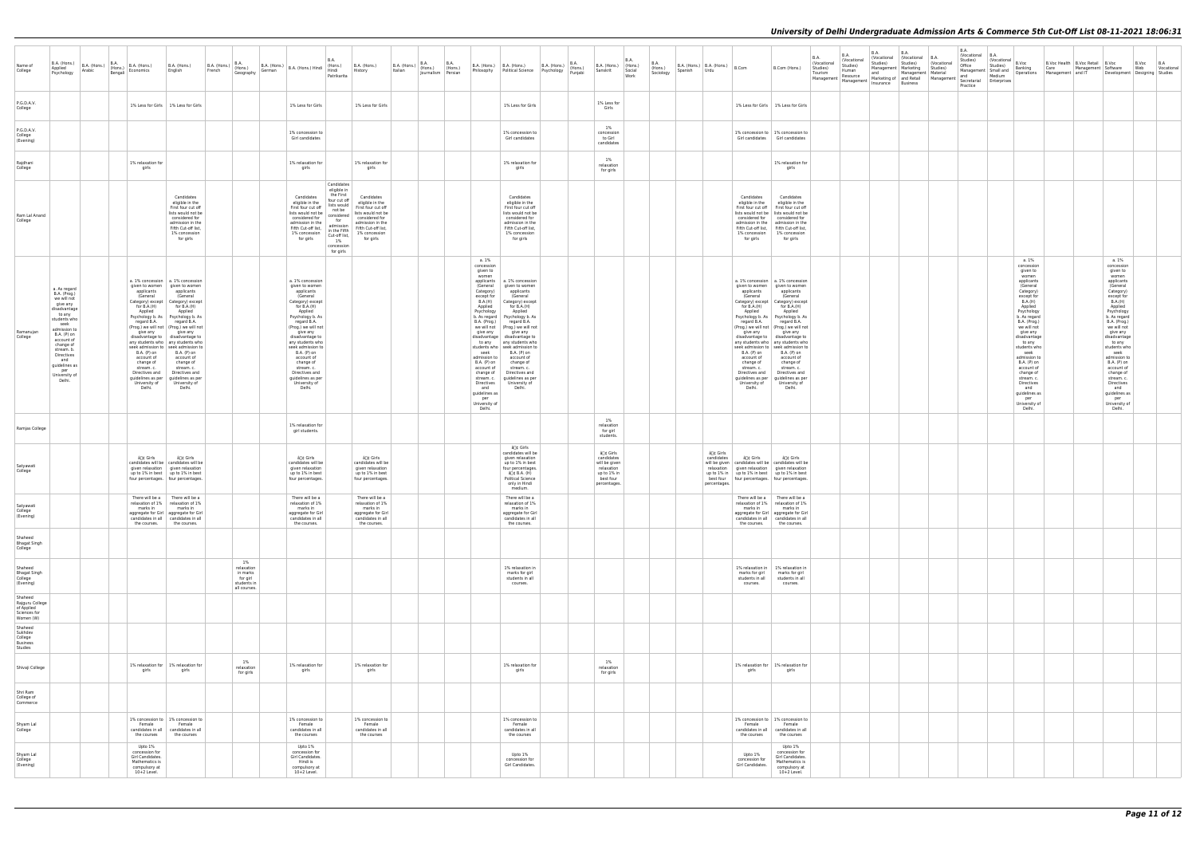| Name of College | B.A. (Hons.) Applied Psychology | B.A. (Hons.) Arabic | B.A. (Hons.) Bengali | B.A. (Hons.) Economics | B.A. (Hons.) English | B.A. (Hons.) French | B.A. (Hons.) Geography | B.A. (Hons.) German | B.A. (Hons.) Hindi | B.A. (Hons.) Hindi Patrikarita | B.A. (Hons.) History | B.A. (Hons.) Italian | B.A. (Hons.) Journalism | B.A. (Hons.) Persian | B.A. (Hons.) Philosophy | B.A. (Hons.) Political Science | B.A. (Hons.) Psychology | B.A. (Hons.) Punjabi | B.A. (Hons.) Sanskrit | B.A. (Hons.) Social Work | B.A. (Hons.) Sociology | B.A. (Hons.) Spanish | B.A. (Hons.) Urdu | B.Com | B.Com (Hons.) | B.A. (Vocational Studies) Tourism Management | B.A. (Vocational Studies) Human Resource Management | B.A. (Vocational Studies) Management and Marketing of Insurance | B.A. (Vocational Studies) Marketing Management and Retail Business | B.A. (Vocational Studies) Material Management | B.A. (Vocational Studies) Office Management and Secretarial Practice | B.A (Vocational Studies) Small and Medium Enterprises | B.Voc Banking Operations | B.Voc Health Care | B.Voc Retail Management and IT | B.Voc Software Development | B.Voc Web Designing | B.A Vocational Studies |
|---|---|---|---|---|---|---|---|---|---|---|---|---|---|---|---|---|---|---|---|---|---|---|---|---|---|---|---|---|---|---|---|---|---|---|---|---|---|---|
| P.G.D.A.V. College | | | | 1% Less for Girls | 1% Less for Girls | | | | 1% Less for Girls | | 1% Less for Girls | | | | | 1% Less for Girls | | | 1% Less for Girls | | | | | 1% Less for Girls | 1% Less for Girls | | | | | | | | | | | | | |
| P.G.D.A.V. College (Evening) | | | | | | | | | 1% concession to Girl candidates | | | | | | | 1% concession to Girl candidates | | | 1% concession to Girl candidates | | | | | 1% concession to Girl candidates | 1% concession to Girl candidates | | | | | | | | | | | | | |
| Rajdhani College | | | | 1% relaxation for girls | | | | | 1% relaxation for girls | | 1% relaxation for girls | | | | | 1% relaxation for girls | | | 1% relaxation for girls | | | | | | 1% relaxation for girls | | | | | | | | | | | | | |
| Ram Lal Anand College | | | | | Candidates eligible in the First four cut off lists would not be considered for admission in the Fifth Cut-off list, 1% concession for girls | | | | Candidates eligible in the First four cut off lists would not be considered for admission in the Fifth Cut-off list, 1% concession for girls | Candidates eligible in the First four cut off lists would not be considered for admission in the Fifth Cut-off list, 1% concession for girls | Candidates eligible in the First four cut off lists would not be considered for admission in the Fifth Cut-off list, 1% concession for girls | | | | | Candidates eligible in the First four cut off lists would not be considered for admission in the Fifth Cut-off list, 1% concession for girls | | | | | | | | Candidates eligible in the First four cut off lists would not be considered for admission in the Fifth Cut-off list, 1% concession for girls | Candidates eligible in the First four cut off lists would not be considered for admission in the Fifth Cut-off list, 1% concession for girls | | | | | | | | | | | | | |
| Ramanujan College | a. As regard B.A. (Prog.) we will not give any disadvantage to any students who seek admission to B.A. (P) on account of change of stream. b. Directives and guidelines as per University of Delhi. | | | a. 1% concession given to women applicants (General Category) except for B.A.(H) Applied Psychology b. As regard B.A. (Prog.) we will not give any disadvantage to any students who seek admission to B.A. (P) on account of change of stream. c. Directives and guidelines as per University of Delhi. | a. 1% concession given to women applicants (General Category) except for B.A.(H) Applied Psychology b. As regard B.A. (Prog.) we will not give any disadvantage to any students who seek admission to B.A. (P) on account of change of stream. c. Directives and guidelines as per University of Delhi. | | | | a. 1% concession given to women applicants (General Category) except for B.A.(H) Applied Psychology b. As regard B.A. (Prog.) we will not give any disadvantage to any students who seek admission to B.A. (P) on account of change of stream. c. Directives and guidelines as per University of Delhi. | | | | | | a. 1% concession given to women applicants (General Category) except for B.A.(H) Applied Psychology b. As regard B.A. (Prog.) we will not give any disadvantage to any students who seek admission to B.A. (P) on account of change of stream. c. Directives and guidelines as per University of Delhi. | a. 1% concession given to women applicants (General Category) except for B.A.(H) Applied Psychology b. As regard B.A. (Prog.) we will not give any disadvantage to any students who seek admission to B.A. (P) on account of change of stream. c. Directives and guidelines as per University of Delhi. | | | | | | | | a. 1% concession given to women applicants (General Category) except for B.A.(H) Applied Psychology b. As regard B.A. (Prog.) we will not give any disadvantage to any students who seek admission to B.A. (P) on account of change of stream. c. Directives and guidelines as per University of Delhi. | a. 1% concession given to women applicants (General Category) except for B.A.(H) Applied Psychology b. As regard B.A. (Prog.) we will not give any disadvantage to any students who seek admission to B.A. (P) on account of change of stream. c. Directives and guidelines as per University of Delhi. | | | | | | | | a. 1% concession given to women applicants (General Category) except for B.A.(H) Applied Psychology b. As regard B.A. (Prog.) we will not give any disadvantage to any students who seek admission to B.A. (P) on account of change of stream. c. Directives and guidelines as per University of Delhi. | | | a. 1% concession given to women applicants (General Category) except for B.A.(H) Applied Psychology b. As regard B.A. (Prog.) we will not give any disadvantage to any students who seek admission to B.A. (P) on account of change of stream. c. Directives and guidelines as per University of Delhi. | | |
| Ramjas College | | | | | | | | | 1% relaxation for girl students. | | | | | | | | | | 1% relaxation for girl students. | | | | | | | | | | | | | | | | | | | |
| Satyawati College | | | | â€¢ Girls candidates will be given relaxation up to 1% in best four percentages. | â€¢ Girls candidates will be given relaxation up to 1% in best four percentages. | | | | â€¢ Girls candidates will be given relaxation up to 1% in best four percentages. | | â€¢ Girls candidates will be given relaxation up to 1% in best four percentages. | | | | | â€¢ Girls candidates will be given relaxation up to 1% in best four percentages, â€¢ B.A. (H) Political Science only in Hindi medium. | | | â€¢ Girls candidates will be given relaxation up to 1% in best four percentages. | | | | â€¢ Girls candidates will be given relaxation up to 1% in best four percentages. | â€¢ Girls candidates will be given relaxation up to 1% in best four percentages. | â€¢ Girls candidates will be given relaxation up to 1% in best four percentages. | | | | | | | | | | | | | |
| Satyawati College (Evening) | | | | There will be a relaxation of 1% marks in aggregate for Girl candidates in all the courses. | There will be a relaxation of 1% marks in aggregate for Girl candidates in all the courses. | | | | There will be a relaxation of 1% marks in aggregate for Girl candidates in all the courses. | | There will be a relaxation of 1% marks in aggregate for Girl candidates in all the courses. | | | | | There will be a relaxation of 1% marks in aggregate for Girl candidates in all the courses. | | | | | | | | There will be a relaxation of 1% marks in aggregate for Girl candidates in all the courses. | There will be a relaxation of 1% marks in aggregate for Girl candidates in all the courses. | | | | | | | | | | | | | |
| Shaheed Bhagat Singh College | | | | | | | | | | | | | | | | | | | | | | | | | | | | | | | | | | | | | | |
| Shaheed Bhagat Singh College (Evening) | | | | | | | 1% relaxation in marks for girl students in all courses. | | | | | | | | | 1% relaxation in marks for girl students in all courses. | | | | | | | | 1% relaxation in marks for girl students in all courses. | 1% relaxation in marks for girl students in all courses. | | | | | | | | | | | | | |
| Shaheed Rajguru College of Applied Sciences for Women (W) | | | | | | | | | | | | | | | | | | | | | | | | | | | | | | | | | | | | | | |
| Shaheed Sukhdev College Business Studies | | | | | | | | | | | | | | | | | | | | | | | | | | | | | | | | | | | | | | |
| Shivaji College | | | | 1% relaxation for girls | 1% relaxation for girls | | 1% relaxation for girls | | 1% relaxation for girls | | 1% relaxation for girls | | | | | 1% relaxation for girls | | | 1% relaxation for girls | | | | | 1% relaxation for girls | 1% relaxation for girls | | | | | | | | | | | | | |
| Shri Ram College of Commerce | | | | | | | | | | | | | | | | | | | | | | | | | | | | | | | | | | | | | | |
| Shyam Lal College | | | | 1% concession to Female candidates in all the courses | 1% concession to Female candidates in all the courses | | | | 1% concession to Female candidates in all the courses | | 1% concession to Female candidates in all the courses | | | | | 1% concession to Female candidates in all the courses | | | | | | | | 1% concession to Female candidates in all the courses | 1% concession to Female candidates in all the courses | | | | | | | | | | | | | |
| Shyam Lal College (Evening) | | | | Upto 1% concession for Girl Candidates. Mathematics is compulsory at 10+2 Level. | | | | | Upto 1% concession for Girl Candidates. Hindi is compulsory at 10+2 Level. | | | | | | | Upto 1% concession for Girl Candidates. | | | | | | | | Upto 1% concession for Girl Candidates. | Upto 1% concession for Girl Candidates. Mathematics is compulsory at 10+2 Level. | | | | | | | | | | | | | |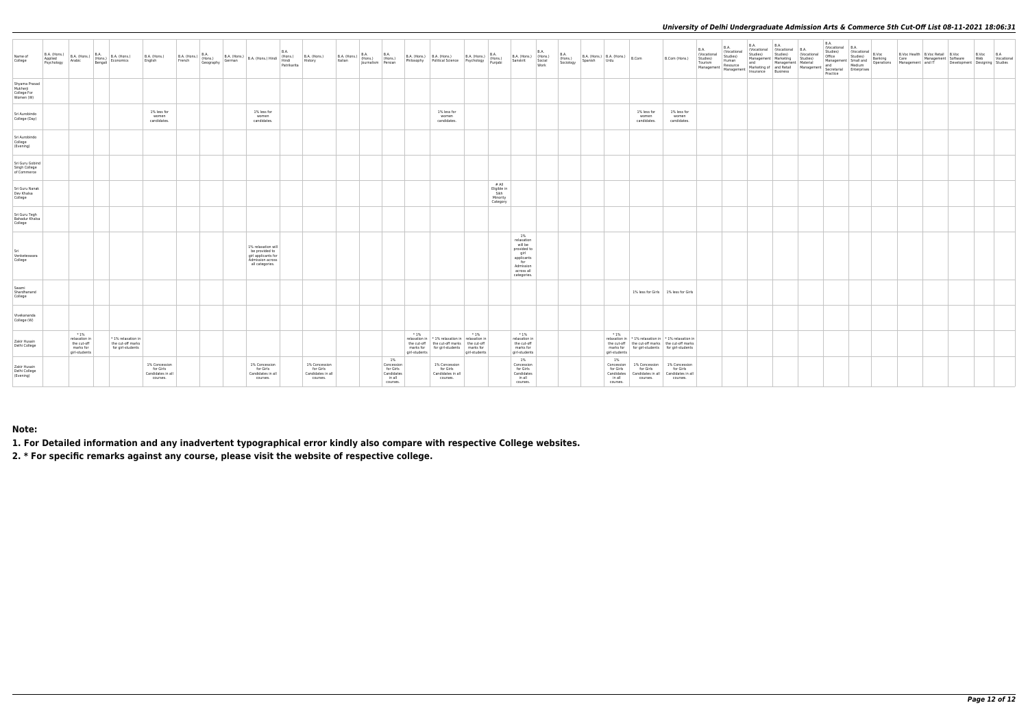| Name of College | B.A. (Hons.) Applied Psychology | B.A. (Hons.) Arabic | B.A. (Hons.) Bengali | B.A. (Hons.) Economics | B.A. (Hons.) English | B.A. (Hons.) French | B.A. (Hons.) Geography | B.A. (Hons.) German | B.A. (Hons.) Hindi | B.A. (Hons.) Hindi Patrikarita | B.A. (Hons.) History | B.A. (Hons.) Italian | B.A. (Hons.) Journalism | B.A. (Hons.) Persian | B.A. (Hons.) Philosophy | B.A. (Hons.) Political Science | B.A. (Hons.) Psychology | B.A. (Hons.) Punjabi | B.A. (Hons.) Sanskrit | B.A. (Hons.) Social Work | B.A. (Hons.) Sociology | B.A. (Hons.) Spanish | B.A. (Hons.) Urdu | B.Com | B.Com (Hons.) | B.A. (Vocational Studies) Tourism Management | B.A. (Vocational Studies) Human Resource Management | B.A. (Vocational Studies) Management and Marketing of Insurance | B.A. (Vocational Studies) Marketing Management and Retail Business | B.A. (Vocational Studies) Material Management | B.A. (Vocational Studies) Office Management and Secretarial Practice | B.A. (Vocational Studies) Small and Medium Enterprises | B.Voc Banking Operations | B.Voc Health Care Management | B.Voc Retail Management and IT | B.Voc Software Development | B.Voc Web Designing | B.A Vocational Studies |
|---|---|---|---|---|---|---|---|---|---|---|---|---|---|---|---|---|---|---|---|---|---|---|---|---|---|---|---|---|---|---|---|---|---|---|---|---|---|---|
| Shyama Prasad Mukherji College For Women (W) | | | | | | | | | | | | | | | | | | | | | | | | | | | | | | | | | | | | | | |
| Sri Aurobindo College (Day) | | | | | 1% less for women candidates. | | | | 1% less for women candidates. | | | | | | | 1% less for women candidates. | | | | | | | | 1% less for women candidates. | 1% less for women candidates. | | | | | | | | | | | | | |
| Sri Aurobindo College (Evening) | | | | | | | | | | | | | | | | | | | | | | | | | | | | | | | | | | | | | | |
| Sri Guru Gobind Singh College of Commerce | | | | | | | | | | | | | | | | | | | | | | | | | | | | | | | | | | | | | | |
| Sri Guru Nanak Dev Khalsa College | | | | | | | | | | | | | | | | | | # All Eligible in Sikh Minority Category | | | | | | | | | | | | | | | | | | | | |
| Sri Guru Tegh Bahadur Khalsa College | | | | | | | | | | | | | | | | | | | | | | | | | | | | | | | | | | | | | | |
| Sri Venketeswara College | | | | | | | | | 1% relaxation will be provided to girl applicants for Admission across all categories. | | | | | | | | | | 1% relaxation will be provided to girl applicants for Admission across all categories. | | | | | | | | | | | | | | | | | | | |
| Swami Shardhanand College | | | | | | | | | | | | | | | | | | | | | | | | 1% less for Girls | 1% less for Girls | | | | | | | | | | | | | |
| Vivekananda College (W) | | | | | | | | | | | | | | | | | | | | | | | | | | | | | | | | | | | | | | |
| Zakir Husain Delhi College | | * 1% relaxation in the cut-off marks for girl-students | | * 1% relaxation in the cut-off marks for girl-students | | | | | | | | | | | * 1% relaxation in the cut-off marks for girl-students | * 1% relaxation in the cut-off marks for girl-students | * 1% relaxation in the cut-off marks for girl-students | | * 1% relaxation in the cut-off marks for girl-students | | | | * 1% relaxation in the cut-off marks for girl-students | * 1% relaxation in the cut-off marks for girl-students | * 1% relaxation in the cut-off marks for girl-students | | | | | | | | | | | | | |
| Zakir Husain Delhi College (Evening) | | | | | 1% Concession for Girls Candidates in all courses. | | | | 1% Concession for Girls Candidates in all courses. | | 1% Concession for Girls Candidates in all courses. | | | 1% Concession for Girls Candidates in all courses. | | 1% Concession for Girls Candidates in all courses. | | | 1% Concession for Girls Candidates in all courses. | | | | 1% Concession for Girls Candidates in all courses. | 1% Concession for Girls Candidates in all courses. | 1% Concession for Girls Candidates in all courses. | | | | | | | | | | | | | |

## Note:

**1. For Detailed information and any inadvertent typographical error kindly also compare with respective College websites.**

**2. * For specific remarks against any course, please visit the website of respective college.**